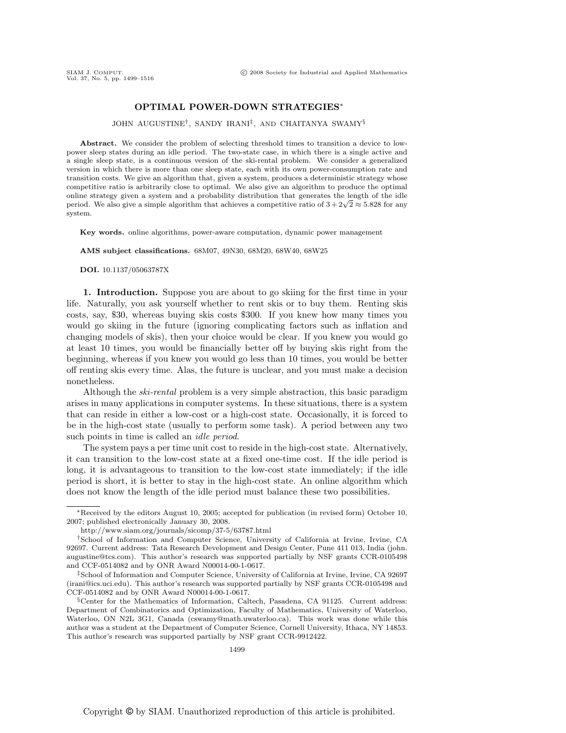# OPTIMAL POWER-DOWN STRATEGIES*

JOHN AUGUSTINE†, SANDY IRANI‡, AND CHAITANYA SWAMY§

**Abstract.** We consider the problem of selecting threshold times to transition a device to low-power sleep states during an idle period. The two-state case, in which there is a single active and a single sleep state, is a continuous version of the ski-rental problem. We consider a generalized version in which there is more than one sleep state, each with its own power-consumption rate and transition costs. We give an algorithm that, given a system, produces a deterministic strategy whose competitive ratio is arbitrarily close to optimal. We also give an algorithm to produce the optimal online strategy given a system and a probability distribution that generates the length of the idle period. We also give a simple algorithm that achieves a competitive ratio of $3 + 2\sqrt{2} \approx 5.828$ for any system.

**Key words.** online algorithms, power-aware computation, dynamic power management

**AMS subject classifications.** 68M07, 49N30, 68M20, 68W40, 68W25

**DOI.** 10.1137/05063787X

**1. Introduction.** Suppose you are about to go skiing for the first time in your life. Naturally, you ask yourself whether to rent skis or to buy them. Renting skis costs, say, \$30, whereas buying skis costs \$300. If you knew how many times you would go skiing in the future (ignoring complicating factors such as inflation and changing models of skis), then your choice would be clear. If you knew you would go at least 10 times, you would be financially better off by buying skis right from the beginning, whereas if you knew you would go less than 10 times, you would be better off renting skis every time. Alas, the future is unclear, and you must make a decision nonetheless.

Although the *ski-rental* problem is a very simple abstraction, this basic paradigm arises in many applications in computer systems. In these situations, there is a system that can reside in either a low-cost or a high-cost state. Occasionally, it is forced to be in the high-cost state (usually to perform some task). A period between any two such points in time is called an *idle period*.

The system pays a per time unit cost to reside in the high-cost state. Alternatively, it can transition to the low-cost state at a fixed one-time cost. If the idle period is long, it is advantageous to transition to the low-cost state immediately; if the idle period is short, it is better to stay in the high-cost state. An online algorithm which does not know the length of the idle period must balance these two possibilities.

---

*Received by the editors August 10, 2005; accepted for publication (in revised form) October 10, 2007; published electronically January 30, 2008.

http://www.siam.org/journals/sicomp/37-5/63787.html

†School of Information and Computer Science, University of California at Irvine, Irvine, CA 92697. Current address: Tata Research Development and Design Center, Pune 411 013, India (john.augustine@tcs.com). This author's research was supported partially by NSF grants CCR-0105498 and CCF-0514082 and by ONR Award N00014-00-1-0617.

‡School of Information and Computer Science, University of California at Irvine, Irvine, CA 92697 (irani@ics.uci.edu). This author's research was supported partially by NSF grants CCR-0105498 and CCF-0514082 and by ONR Award N00014-00-1-0617.

§Center for the Mathematics of Information, Caltech, Pasadena, CA 91125. Current address: Department of Combinatorics and Optimization, Faculty of Mathematics, University of Waterloo, Waterloo, ON N2L 3G1, Canada (cswamy@math.uwaterloo.ca). This work was done while this author was a student at the Department of Computer Science, Cornell University, Ithaca, NY 14853. This author's research was supported partially by NSF grant CCR-9912422.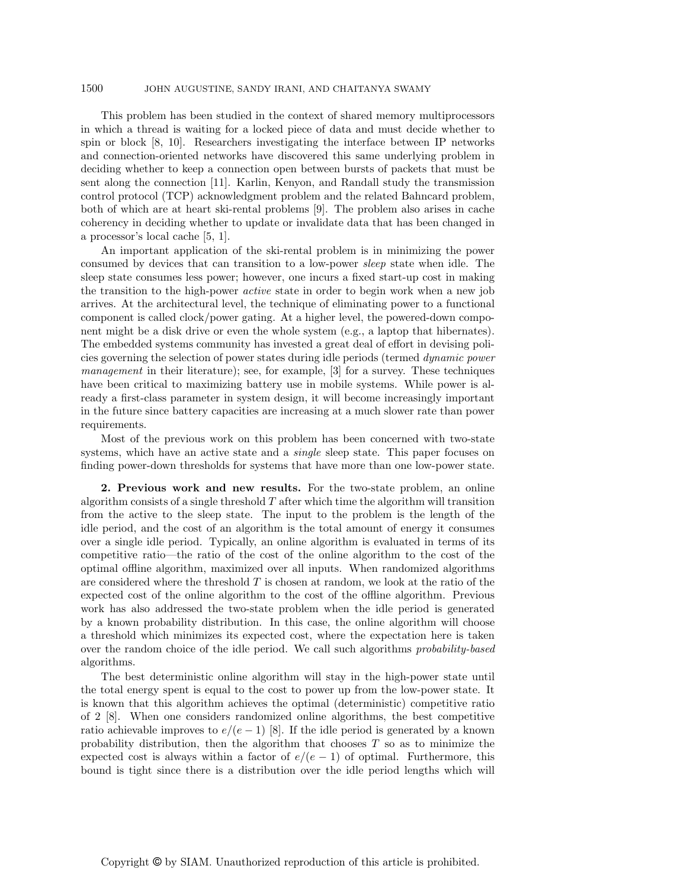This problem has been studied in the context of shared memory multiprocessors in which a thread is waiting for a locked piece of data and must decide whether to spin or block [8, 10]. Researchers investigating the interface between IP networks and connection-oriented networks have discovered this same underlying problem in deciding whether to keep a connection open between bursts of packets that must be sent along the connection [11]. Karlin, Kenyon, and Randall study the transmission control protocol (TCP) acknowledgment problem and the related Bahncard problem, both of which are at heart ski-rental problems [9]. The problem also arises in cache coherency in deciding whether to update or invalidate data that has been changed in a processor's local cache [5, 1].

An important application of the ski-rental problem is in minimizing the power consumed by devices that can transition to a low-power *sleep* state when idle. The sleep state consumes less power; however, one incurs a fixed start-up cost in making the transition to the high-power *active* state in order to begin work when a new job arrives. At the architectural level, the technique of eliminating power to a functional component is called clock/power gating. At a higher level, the powered-down component might be a disk drive or even the whole system (e.g., a laptop that hibernates). The embedded systems community has invested a great deal of effort in devising policies governing the selection of power states during idle periods (termed *dynamic power management* in their literature); see, for example, [3] for a survey. These techniques have been critical to maximizing battery use in mobile systems. While power is already a first-class parameter in system design, it will become increasingly important in the future since battery capacities are increasing at a much slower rate than power requirements.

Most of the previous work on this problem has been concerned with two-state systems, which have an active state and a *single* sleep state. This paper focuses on finding power-down thresholds for systems that have more than one low-power state.

## 2. Previous work and new results.

For the two-state problem, an online algorithm consists of a single threshold $T$ after which time the algorithm will transition from the active to the sleep state. The input to the problem is the length of the idle period, and the cost of an algorithm is the total amount of energy it consumes over a single idle period. Typically, an online algorithm is evaluated in terms of its competitive ratio—the ratio of the cost of the online algorithm to the cost of the optimal offline algorithm, maximized over all inputs. When randomized algorithms are considered where the threshold $T$ is chosen at random, we look at the ratio of the expected cost of the online algorithm to the cost of the offline algorithm. Previous work has also addressed the two-state problem when the idle period is generated by a known probability distribution. In this case, the online algorithm will choose a threshold which minimizes its expected cost, where the expectation here is taken over the random choice of the idle period. We call such algorithms *probability-based* algorithms.

The best deterministic online algorithm will stay in the high-power state until the total energy spent is equal to the cost to power up from the low-power state. It is known that this algorithm achieves the optimal (deterministic) competitive ratio of 2 [8]. When one considers randomized online algorithms, the best competitive ratio achievable improves to $e/(e-1)$ [8]. If the idle period is generated by a known probability distribution, then the algorithm that chooses $T$ so as to minimize the expected cost is always within a factor of $e/(e-1)$ of optimal. Furthermore, this bound is tight since there is a distribution over the idle period lengths which will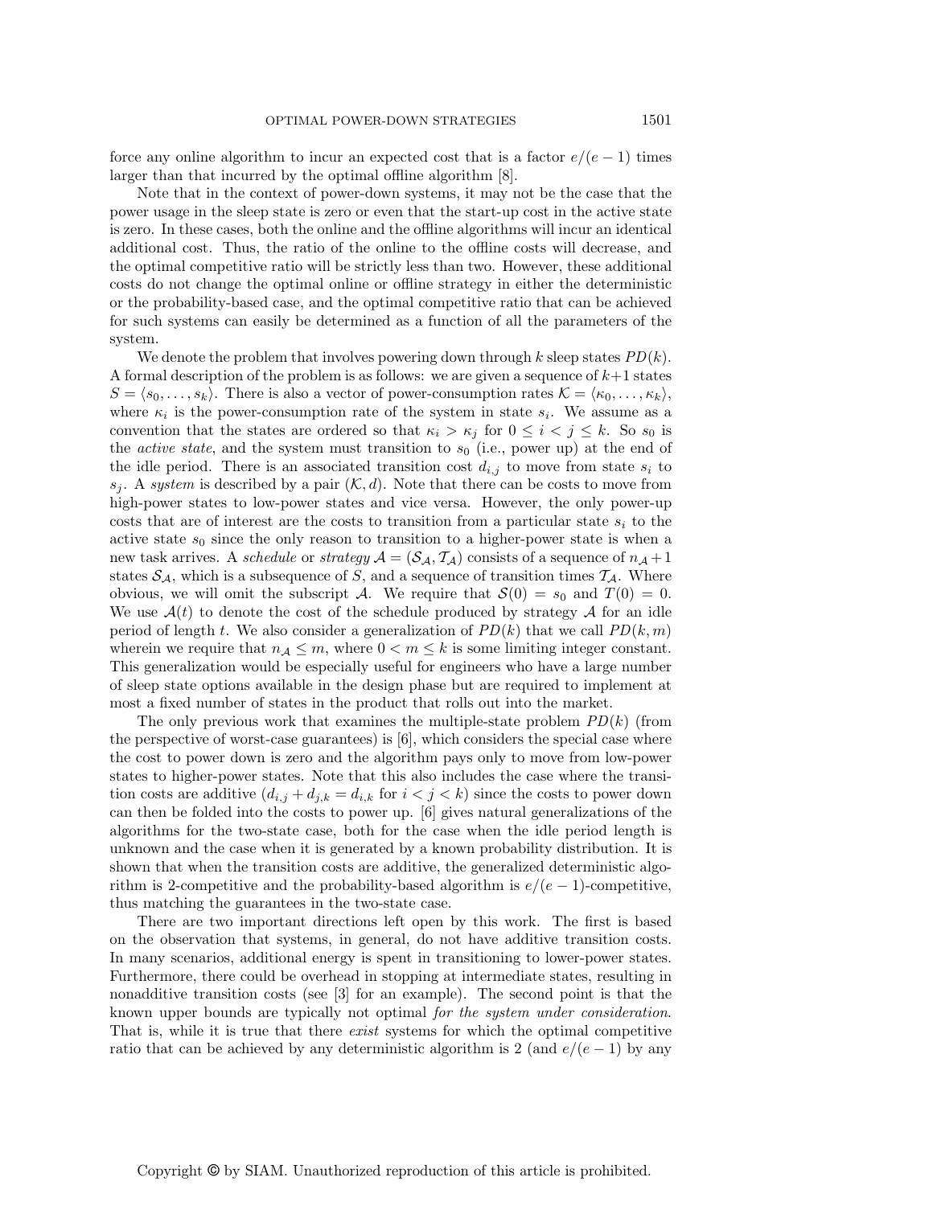force any online algorithm to incur an expected cost that is a factor $e/(e-1)$ times larger than that incurred by the optimal offline algorithm [8].

Note that in the context of power-down systems, it may not be the case that the power usage in the sleep state is zero or even that the start-up cost in the active state is zero. In these cases, both the online and the offline algorithms will incur an identical additional cost. Thus, the ratio of the online to the offline costs will decrease, and the optimal competitive ratio will be strictly less than two. However, these additional costs do not change the optimal online or offline strategy in either the deterministic or the probability-based case, and the optimal competitive ratio that can be achieved for such systems can easily be determined as a function of all the parameters of the system.

We denote the problem that involves powering down through $k$ sleep states $PD(k)$. A formal description of the problem is as follows: we are given a sequence of $k+1$ states $S = \langle s_0, \ldots, s_k \rangle$. There is also a vector of power-consumption rates $\mathcal{K} = \langle \kappa_0, \ldots, \kappa_k \rangle$, where $\kappa_i$ is the power-consumption rate of the system in state $s_i$. We assume as a convention that the states are ordered so that $\kappa_i > \kappa_j$ for $0 \leq i < j \leq k$. So $s_0$ is the *active state*, and the system must transition to $s_0$ (i.e., power up) at the end of the idle period. There is an associated transition cost $d_{i,j}$ to move from state $s_i$ to $s_j$. A *system* is described by a pair $(\mathcal{K}, d)$. Note that there can be costs to move from high-power states to low-power states and vice versa. However, the only power-up costs that are of interest are the costs to transition from a particular state $s_i$ to the active state $s_0$ since the only reason to transition to a higher-power state is when a new task arrives. A *schedule* or *strategy* $\mathcal{A} = (\mathcal{S}_\mathcal{A}, \mathcal{T}_\mathcal{A})$ consists of a sequence of $n_\mathcal{A}+1$ states $\mathcal{S}_\mathcal{A}$, which is a subsequence of $S$, and a sequence of transition times $\mathcal{T}_\mathcal{A}$. Where obvious, we will omit the subscript $\mathcal{A}$. We require that $\mathcal{S}(0) = s_0$ and $\mathcal{T}(0) = 0$. We use $\mathcal{A}(t)$ to denote the cost of the schedule produced by strategy $\mathcal{A}$ for an idle period of length $t$. We also consider a generalization of $PD(k)$ that we call $PD(k, m)$ wherein we require that $n_\mathcal{A} \leq m$, where $0 < m \leq k$ is some limiting integer constant. This generalization would be especially useful for engineers who have a large number of sleep state options available in the design phase but are required to implement at most a fixed number of states in the product that rolls out into the market.

The only previous work that examines the multiple-state problem $PD(k)$ (from the perspective of worst-case guarantees) is [6], which considers the special case where the cost to power down is zero and the algorithm pays only to move from low-power states to higher-power states. Note that this also includes the case where the transition costs are additive ($d_{i,j} + d_{j,k} = d_{i,k}$ for $i < j < k$) since the costs to power down can then be folded into the costs to power up. [6] gives natural generalizations of the algorithms for the two-state case, both for the case when the idle period length is unknown and the case when it is generated by a known probability distribution. It is shown that when the transition costs are additive, the generalized deterministic algorithm is 2-competitive and the probability-based algorithm is $e/(e-1)$-competitive, thus matching the guarantees in the two-state case.

There are two important directions left open by this work. The first is based on the observation that systems, in general, do not have additive transition costs. In many scenarios, additional energy is spent in transitioning to lower-power states. Furthermore, there could be overhead in stopping at intermediate states, resulting in nonadditive transition costs (see [3] for an example). The second point is that the known upper bounds are typically not optimal *for the system under consideration*. That is, while it is true that there *exist* systems for which the optimal competitive ratio that can be achieved by any deterministic algorithm is 2 (and $e/(e-1)$ by any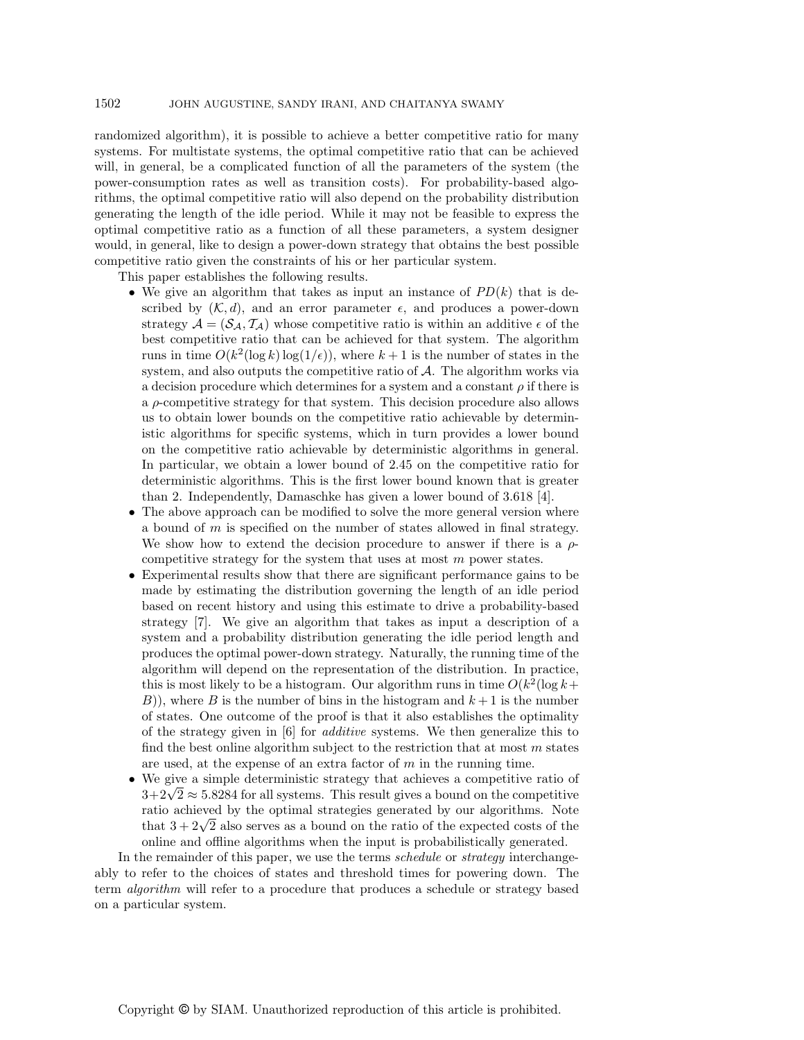randomized algorithm), it is possible to achieve a better competitive ratio for many systems. For multistate systems, the optimal competitive ratio that can be achieved will, in general, be a complicated function of all the parameters of the system (the power-consumption rates as well as transition costs). For probability-based algorithms, the optimal competitive ratio will also depend on the probability distribution generating the length of the idle period. While it may not be feasible to express the optimal competitive ratio as a function of all these parameters, a system designer would, in general, like to design a power-down strategy that obtains the best possible competitive ratio given the constraints of his or her particular system.

This paper establishes the following results.

- We give an algorithm that takes as input an instance of $PD(k)$ that is described by $(\mathcal{K}, d)$, and an error parameter $\epsilon$, and produces a power-down strategy $\mathcal{A} = (\mathcal{S}_{\mathcal{A}}, \mathcal{T}_{\mathcal{A}})$ whose competitive ratio is within an additive $\epsilon$ of the best competitive ratio that can be achieved for that system. The algorithm runs in time $O(k^2(\log k)\log(1/\epsilon))$, where $k+1$ is the number of states in the system, and also outputs the competitive ratio of $\mathcal{A}$. The algorithm works via a decision procedure which determines for a system and a constant $\rho$ if there is a $\rho$-competitive strategy for that system. This decision procedure also allows us to obtain lower bounds on the competitive ratio achievable by deterministic algorithms for specific systems, which in turn provides a lower bound on the competitive ratio achievable by deterministic algorithms in general. In particular, we obtain a lower bound of 2.45 on the competitive ratio for deterministic algorithms. This is the first lower bound known that is greater than 2. Independently, Damaschke has given a lower bound of 3.618 [4].
- The above approach can be modified to solve the more general version where a bound of $m$ is specified on the number of states allowed in final strategy. We show how to extend the decision procedure to answer if there is a $\rho$-competitive strategy for the system that uses at most $m$ power states.
- Experimental results show that there are significant performance gains to be made by estimating the distribution governing the length of an idle period based on recent history and using this estimate to drive a probability-based strategy [7]. We give an algorithm that takes as input a description of a system and a probability distribution generating the idle period length and produces the optimal power-down strategy. Naturally, the running time of the algorithm will depend on the representation of the distribution. In practice, this is most likely to be a histogram. Our algorithm runs in time $O(k^2(\log k + B))$, where $B$ is the number of bins in the histogram and $k+1$ is the number of states. One outcome of the proof is that it also establishes the optimality of the strategy given in [6] for *additive* systems. We then generalize this to find the best online algorithm subject to the restriction that at most $m$ states are used, at the expense of an extra factor of $m$ in the running time.
- We give a simple deterministic strategy that achieves a competitive ratio of $3+2\sqrt{2} \approx 5.8284$ for all systems. This result gives a bound on the competitive ratio achieved by the optimal strategies generated by our algorithms. Note that $3+2\sqrt{2}$ also serves as a bound on the ratio of the expected costs of the online and offline algorithms when the input is probabilistically generated.

In the remainder of this paper, we use the terms *schedule* or *strategy* interchangeably to refer to the choices of states and threshold times for powering down. The term *algorithm* will refer to a procedure that produces a schedule or strategy based on a particular system.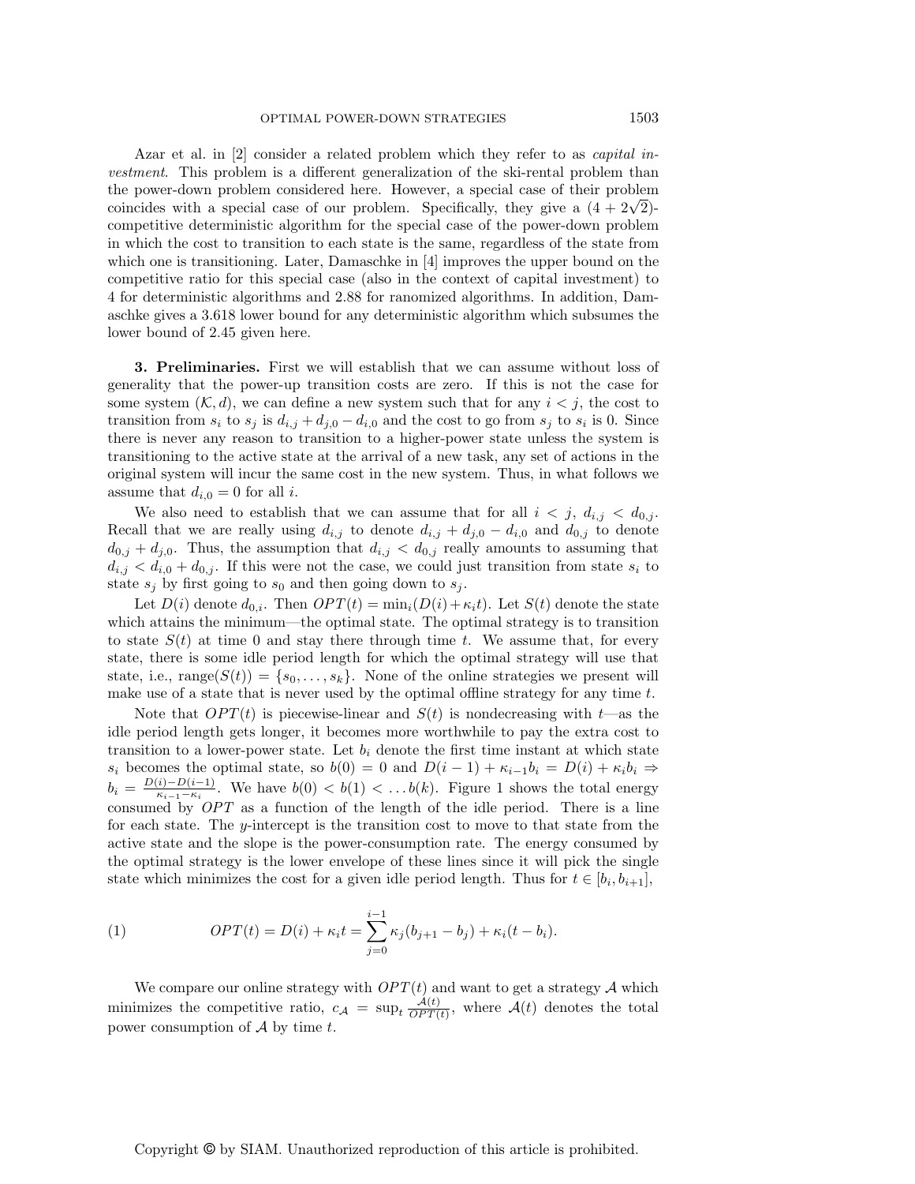Azar et al. in [2] consider a related problem which they refer to as *capital investment*. This problem is a different generalization of the ski-rental problem than the power-down problem considered here. However, a special case of their problem coincides with a special case of our problem. Specifically, they give a $(4 + 2\sqrt{2})$-competitive deterministic algorithm for the special case of the power-down problem in which the cost to transition to each state is the same, regardless of the state from which one is transitioning. Later, Damaschke in [4] improves the upper bound on the competitive ratio for this special case (also in the context of capital investment) to 4 for deterministic algorithms and 2.88 for ranomized algorithms. In addition, Damaschke gives a 3.618 lower bound for any deterministic algorithm which subsumes the lower bound of 2.45 given here.

**3. Preliminaries.** First we will establish that we can assume without loss of generality that the power-up transition costs are zero. If this is not the case for some system $(\mathcal{K}, d)$, we can define a new system such that for any $i < j$, the cost to transition from $s_i$ to $s_j$ is $d_{i,j} + d_{j,0} - d_{i,0}$ and the cost to go from $s_j$ to $s_i$ is 0. Since there is never any reason to transition to a higher-power state unless the system is transitioning to the active state at the arrival of a new task, any set of actions in the original system will incur the same cost in the new system. Thus, in what follows we assume that $d_{i,0} = 0$ for all $i$.

We also need to establish that we can assume that for all $i < j$, $d_{i,j} < d_{0,j}$. Recall that we are really using $d_{i,j}$ to denote $d_{i,j} + d_{j,0} - d_{i,0}$ and $d_{0,j}$ to denote $d_{0,j} + d_{j,0}$. Thus, the assumption that $d_{i,j} < d_{0,j}$ really amounts to assuming that $d_{i,j} < d_{i,0} + d_{0,j}$. If this were not the case, we could just transition from state $s_i$ to state $s_j$ by first going to $s_0$ and then going down to $s_j$.

Let $D(i)$ denote $d_{0,i}$. Then $OPT(t) = \min_i(D(i) + \kappa_i t)$. Let $S(t)$ denote the state which attains the minimum—the optimal state. The optimal strategy is to transition to state $S(t)$ at time 0 and stay there through time $t$. We assume that, for every state, there is some idle period length for which the optimal strategy will use that state, i.e., range$(S(t)) = \{s_0, \ldots, s_k\}$. None of the online strategies we present will make use of a state that is never used by the optimal offline strategy for any time $t$.

Note that $OPT(t)$ is piecewise-linear and $S(t)$ is nondecreasing with $t$—as the idle period length gets longer, it becomes more worthwhile to pay the extra cost to transition to a lower-power state. Let $b_i$ denote the first time instant at which state $s_i$ becomes the optimal state, so $b(0) = 0$ and $D(i-1) + \kappa_{i-1} b_i = D(i) + \kappa_i b_i \Rightarrow b_i = \frac{D(i) - D(i-1)}{\kappa_{i-1} - \kappa_i}$. We have $b(0) < b(1) < \ldots b(k)$. Figure 1 shows the total energy consumed by $OPT$ as a function of the length of the idle period. There is a line for each state. The $y$-intercept is the transition cost to move to that state from the active state and the slope is the power-consumption rate. The energy consumed by the optimal strategy is the lower envelope of these lines since it will pick the single state which minimizes the cost for a given idle period length. Thus for $t \in [b_i, b_{i+1}]$,

$$OPT(t) = D(i) + \kappa_i t = \sum_{j=0}^{i-1} \kappa_j (b_{j+1} - b_j) + \kappa_i (t - b_i). \tag{1}$$

We compare our online strategy with $OPT(t)$ and want to get a strategy $\mathcal{A}$ which minimizes the competitive ratio, $c_{\mathcal{A}} = \sup_t \frac{\mathcal{A}(t)}{OPT(t)}$, where $\mathcal{A}(t)$ denotes the total power consumption of $\mathcal{A}$ by time $t$.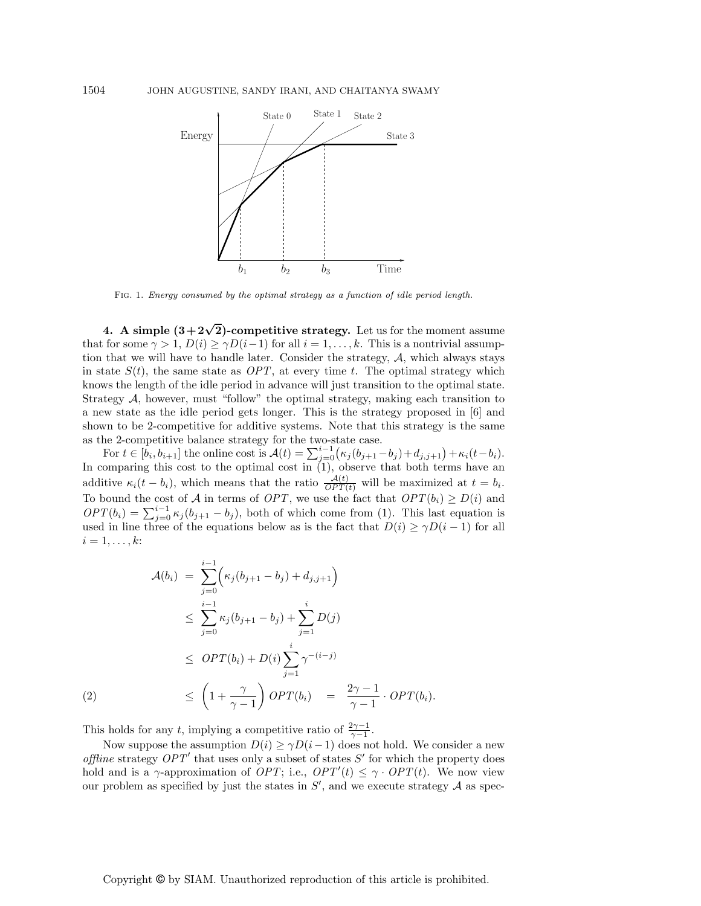Energy

State 0

State 1

State 2

State 3

$b_1$

$b_2$

$b_3$

Time

Fig. 1. *Energy consumed by the optimal strategy as a function of idle period length.*

**4. A simple $(3+2\sqrt{2})$-competitive strategy.** Let us for the moment assume that for some $\gamma > 1$, $D(i) \geq \gamma D(i-1)$ for all $i = 1, \ldots, k$. This is a nontrivial assumption that we will have to handle later. Consider the strategy, $\mathcal{A}$, which always stays in state $S(t)$, the same state as $OPT$, at every time $t$. The optimal strategy which knows the length of the idle period in advance will just transition to the optimal state. Strategy $\mathcal{A}$, however, must "follow" the optimal strategy, making each transition to a new state as the idle period gets longer. This is the strategy proposed in [6] and shown to be 2-competitive for additive systems. Note that this strategy is the same as the 2-competitive balance strategy for the two-state case.

For $t \in [b_i, b_{i+1}]$ the online cost is $\mathcal{A}(t) = \sum_{j=0}^{i-1}\big(\kappa_j(b_{j+1}-b_j)+d_{j,j+1}\big)+\kappa_i(t-b_i)$. In comparing this cost to the optimal cost in (1), observe that both terms have an additive $\kappa_i(t-b_i)$, which means that the ratio $\frac{\mathcal{A}(t)}{OPT(t)}$ will be maximized at $t = b_i$. To bound the cost of $\mathcal{A}$ in terms of $OPT$, we use the fact that $OPT(b_i) \geq D(i)$ and $OPT(b_i) = \sum_{j=0}^{i-1}\kappa_j(b_{j+1}-b_j)$, both of which come from (1). This last equation is used in line three of the equations below as is the fact that $D(i) \geq \gamma D(i-1)$ for all $i = 1, \ldots, k$:

$$
\begin{aligned}
\mathcal{A}(b_i) &= \sum_{j=0}^{i-1}\Big(\kappa_j(b_{j+1}-b_j)+d_{j,j+1}\Big) \\
&\leq \sum_{j=0}^{i-1}\kappa_j(b_{j+1}-b_j)+\sum_{j=1}^{i}D(j) \\
&\leq OPT(b_i) + D(i)\sum_{j=1}^{i}\gamma^{-(i-j)} \\
&\leq \left(1+\frac{\gamma}{\gamma-1}\right)OPT(b_i) \quad = \quad \frac{2\gamma-1}{\gamma-1}\cdot OPT(b_i).
\end{aligned} \tag{2}
$$

This holds for any $t$, implying a competitive ratio of $\frac{2\gamma-1}{\gamma-1}$.

Now suppose the assumption $D(i) \geq \gamma D(i-1)$ does not hold. We consider a new *offline* strategy $OPT'$ that uses only a subset of states $S'$ for which the property does hold and is a $\gamma$-approximation of $OPT$; i.e., $OPT'(t) \leq \gamma \cdot OPT(t)$. We now view our problem as specified by just the states in $S'$, and we execute strategy $\mathcal{A}$ as spec-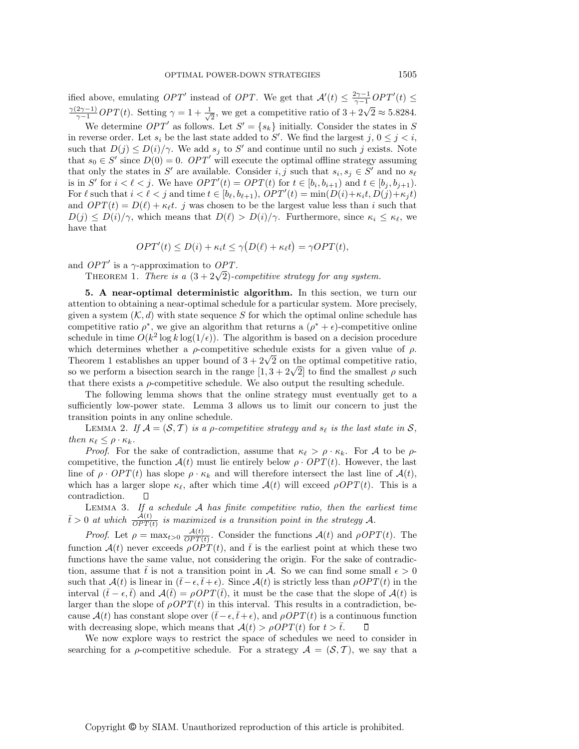ified above, emulating $OPT'$ instead of $OPT$. We get that $\mathcal{A}'(t) \leq \frac{2\gamma-1}{\gamma-1} OPT'(t) \leq \frac{\gamma(2\gamma-1)}{\gamma-1} OPT(t)$. Setting $\gamma = 1 + \frac{1}{\sqrt{2}}$, we get a competitive ratio of $3 + 2\sqrt{2} \approx 5.8284$.

We determine $OPT'$ as follows. Let $S' = \{s_k\}$ initially. Consider the states in $S$ in reverse order. Let $s_i$ be the last state added to $S'$. We find the largest $j$, $0 \leq j < i$, such that $D(j) \leq D(i)/\gamma$. We add $s_j$ to $S'$ and continue until no such $j$ exists. Note that $s_0 \in S'$ since $D(0) = 0$. $OPT'$ will execute the optimal offline strategy assuming that only the states in $S'$ are available. Consider $i, j$ such that $s_i, s_j \in S'$ and no $s_\ell$ is in $S'$ for $i < \ell < j$. We have $OPT'(t) = OPT(t)$ for $t \in [b_i, b_{i+1})$ and $t \in [b_j, b_{j+1})$. For $\ell$ such that $i < \ell < j$ and time $t \in [b_\ell, b_{\ell+1})$, $OPT'(t) = \min(D(i) + \kappa_i t, D(j) + \kappa_j t)$ and $OPT(t) = D(\ell) + \kappa_\ell t$. $j$ was chosen to be the largest value less than $i$ such that $D(j) \leq D(i)/\gamma$, which means that $D(\ell) > D(i)/\gamma$. Furthermore, since $\kappa_i \leq \kappa_\ell$, we have that

$$OPT'(t) \leq D(i) + \kappa_i t \leq \gamma\big(D(\ell) + \kappa_\ell t\big) = \gamma OPT(t),$$

and $OPT'$ is a $\gamma$-approximation to $OPT$.

Theorem 1. *There is a $(3 + 2\sqrt{2})$-competitive strategy for any system.*

## 5. A near-optimal deterministic algorithm.

In this section, we turn our attention to obtaining a near-optimal schedule for a particular system. More precisely, given a system $(\mathcal{K}, d)$ with state sequence $S$ for which the optimal online schedule has competitive ratio $\rho^*$, we give an algorithm that returns a $(\rho^* + \epsilon)$-competitive online schedule in time $O(k^2 \log k \log(1/\epsilon))$. The algorithm is based on a decision procedure which determines whether a $\rho$-competitive schedule exists for a given value of $\rho$. Theorem 1 establishes an upper bound of $3 + 2\sqrt{2}$ on the optimal competitive ratio, so we perform a bisection search in the range $[1, 3 + 2\sqrt{2}]$ to find the smallest $\rho$ such that there exists a $\rho$-competitive schedule. We also output the resulting schedule.

The following lemma shows that the online strategy must eventually get to a sufficiently low-power state. Lemma 3 allows us to limit our concern to just the transition points in any online schedule.

Lemma 2. *If $\mathcal{A} = (\mathcal{S}, \mathcal{T})$ is a $\rho$-competitive strategy and $s_\ell$ is the last state in $\mathcal{S}$, then $\kappa_\ell \leq \rho \cdot \kappa_k$.*

*Proof.* For the sake of contradiction, assume that $\kappa_\ell > \rho \cdot \kappa_k$. For $\mathcal{A}$ to be $\rho$-competitive, the function $\mathcal{A}(t)$ must lie entirely below $\rho \cdot OPT(t)$. However, the last line of $\rho \cdot OPT(t)$ has slope $\rho \cdot \kappa_k$ and will therefore intersect the last line of $\mathcal{A}(t)$, which has a larger slope $\kappa_\ell$, after which time $\mathcal{A}(t)$ will exceed $\rho OPT(t)$. This is a contradiction. $\square$

Lemma 3. *If a schedule $\mathcal{A}$ has finite competitive ratio, then the earliest time $\bar{t} > 0$ at which $\frac{\mathcal{A}(t)}{OPT(t)}$ is maximized is a transition point in the strategy $\mathcal{A}$.*

*Proof.* Let $\rho = \max_{t>0} \frac{\mathcal{A}(t)}{OPT(t)}$. Consider the functions $\mathcal{A}(t)$ and $\rho OPT(t)$. The function $\mathcal{A}(t)$ never exceeds $\rho OPT(t)$, and $\bar{t}$ is the earliest point at which these two functions have the same value, not considering the origin. For the sake of contradiction, assume that $\bar{t}$ is not a transition point in $\mathcal{A}$. So we can find some small $\epsilon > 0$ such that $\mathcal{A}(t)$ is linear in $(\bar{t} - \epsilon, \bar{t} + \epsilon)$. Since $\mathcal{A}(t)$ is strictly less than $\rho OPT(t)$ in the interval $(\bar{t} - \epsilon, \bar{t})$ and $\mathcal{A}(\bar{t}) = \rho OPT(\bar{t})$, it must be the case that the slope of $\mathcal{A}(t)$ is larger than the slope of $\rho OPT(t)$ in this interval. This results in a contradiction, because $\mathcal{A}(t)$ has constant slope over $(\bar{t} - \epsilon, \bar{t} + \epsilon)$, and $\rho OPT(t)$ is a continuous function with decreasing slope, which means that $\mathcal{A}(t) > \rho OPT(t)$ for $t > \bar{t}$. $\square$

We now explore ways to restrict the space of schedules we need to consider in searching for a $\rho$-competitive schedule. For a strategy $\mathcal{A} = (\mathcal{S}, \mathcal{T})$, we say that a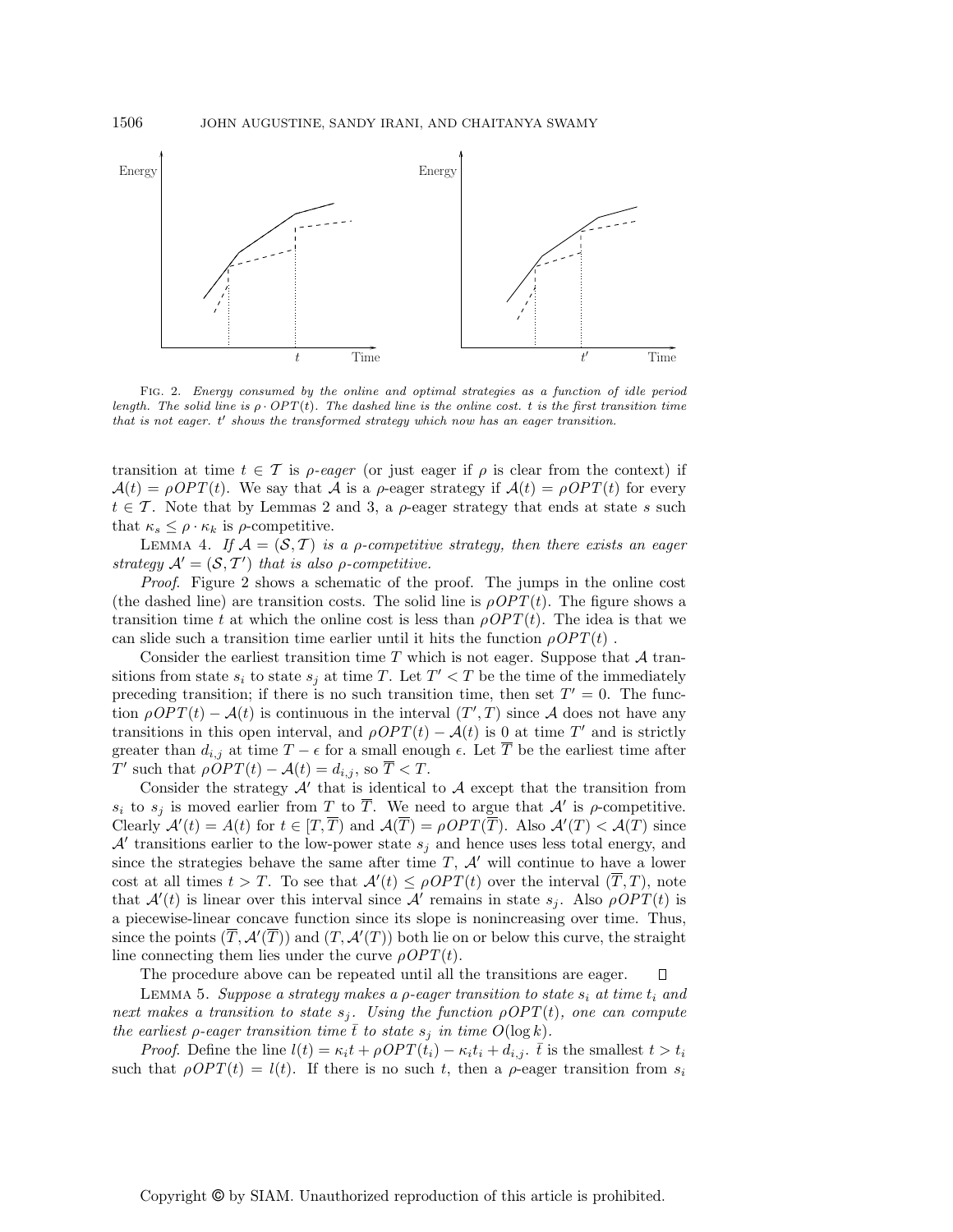Energy

Time

$t$

Energy

Time

$t'$

FIG. 2. *Energy consumed by the online and optimal strategies as a function of idle period length. The solid line is $\rho \cdot OPT(t)$. The dashed line is the online cost. $t$ is the first transition time that is not eager. $t'$ shows the transformed strategy which now has an eager transition.*

transition at time $t \in \mathcal{T}$ is *$\rho$-eager* (or just eager if $\rho$ is clear from the context) if $\mathcal{A}(t) = \rho OPT(t)$. We say that $\mathcal{A}$ is a $\rho$-eager strategy if $\mathcal{A}(t) = \rho OPT(t)$ for every $t \in \mathcal{T}$. Note that by Lemmas 2 and 3, a $\rho$-eager strategy that ends at state $s$ such that $\kappa_s \leq \rho \cdot \kappa_k$ is $\rho$-competitive.

LEMMA 4. *If $\mathcal{A} = (\mathcal{S}, \mathcal{T})$ is a $\rho$-competitive strategy, then there exists an eager strategy $\mathcal{A}' = (\mathcal{S}, \mathcal{T}')$ that is also $\rho$-competitive.*

*Proof.* Figure 2 shows a schematic of the proof. The jumps in the online cost (the dashed line) are transition costs. The solid line is $\rho OPT(t)$. The figure shows a transition time $t$ at which the online cost is less than $\rho OPT(t)$. The idea is that we can slide such a transition time earlier until it hits the function $\rho OPT(t)$ .

Consider the earliest transition time $T$ which is not eager. Suppose that $\mathcal{A}$ transitions from state $s_i$ to state $s_j$ at time $T$. Let $T' < T$ be the time of the immediately preceding transition; if there is no such transition time, then set $T' = 0$. The function $\rho OPT(t) - \mathcal{A}(t)$ is continuous in the interval $(T', T)$ since $\mathcal{A}$ does not have any transitions in this open interval, and $\rho OPT(t) - \mathcal{A}(t)$ is 0 at time $T'$ and is strictly greater than $d_{i,j}$ at time $T - \epsilon$ for a small enough $\epsilon$. Let $\overline{T}$ be the earliest time after $T'$ such that $\rho OPT(t) - \mathcal{A}(t) = d_{i,j}$, so $\overline{T} < T$.

Consider the strategy $\mathcal{A}'$ that is identical to $\mathcal{A}$ except that the transition from $s_i$ to $s_j$ is moved earlier from $T$ to $\overline{T}$. We need to argue that $\mathcal{A}'$ is $\rho$-competitive. Clearly $\mathcal{A}'(t) = A(t)$ for $t \in [T, \overline{T})$ and $\mathcal{A}(\overline{T}) = \rho OPT(\overline{T})$. Also $\mathcal{A}'(T) < \mathcal{A}(T)$ since $\mathcal{A}'$ transitions earlier to the low-power state $s_j$ and hence uses less total energy, and since the strategies behave the same after time $T$, $\mathcal{A}'$ will continue to have a lower cost at all times $t > T$. To see that $\mathcal{A}'(t) \leq \rho OPT(t)$ over the interval $(\overline{T}, T)$, note that $\mathcal{A}'(t)$ is linear over this interval since $\mathcal{A}'$ remains in state $s_j$. Also $\rho OPT(t)$ is a piecewise-linear concave function since its slope is nonincreasing over time. Thus, since the points $(\overline{T}, \mathcal{A}'(\overline{T}))$ and $(T, \mathcal{A}'(T))$ both lie on or below this curve, the straight line connecting them lies under the curve $\rho OPT(t)$.

The procedure above can be repeated until all the transitions are eager. $\square$

LEMMA 5. *Suppose a strategy makes a $\rho$-eager transition to state $s_i$ at time $t_i$ and next makes a transition to state $s_j$. Using the function $\rho OPT(t)$, one can compute the earliest $\rho$-eager transition time $\bar{t}$ to state $s_j$ in time $O(\log k)$.*

*Proof.* Define the line $l(t) = \kappa_i t + \rho OPT(t_i) - \kappa_i t_i + d_{i,j}$. $\bar{t}$ is the smallest $t > t_i$ such that $\rho OPT(t) = l(t)$. If there is no such $t$, then a $\rho$-eager transition from $s_i$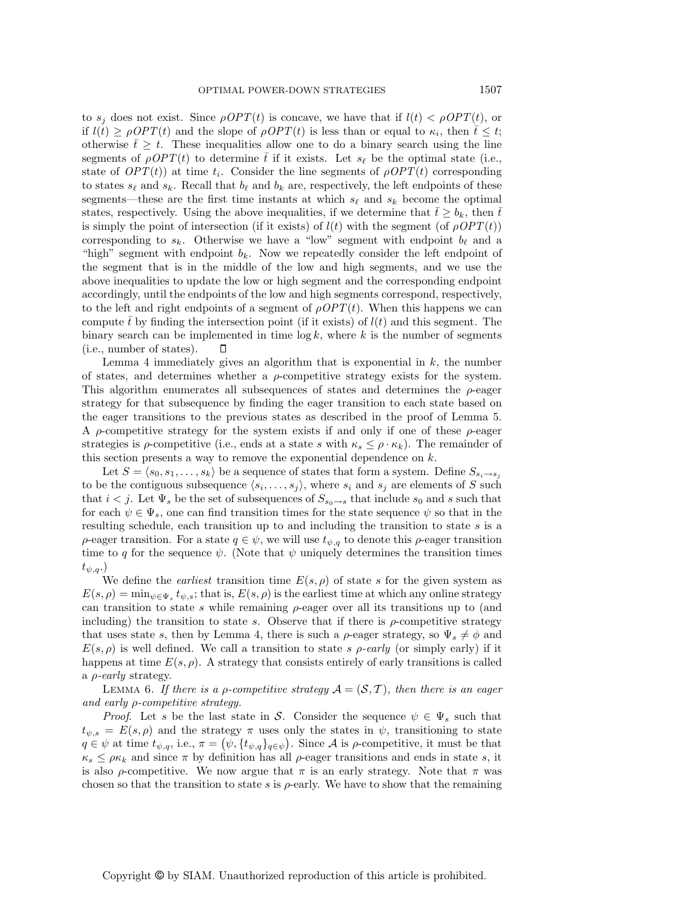to $s_j$ does not exist. Since $\rho OPT(t)$ is concave, we have that if $l(t) < \rho OPT(t)$, or if $l(t) \geq \rho OPT(t)$ and the slope of $\rho OPT(t)$ is less than or equal to $\kappa_i$, then $\bar{t} \leq t$; otherwise $\bar{t} \geq t$. These inequalities allow one to do a binary search using the line segments of $\rho OPT(t)$ to determine $\bar{t}$ if it exists. Let $s_\ell$ be the optimal state (i.e., state of $OPT(t)$) at time $t_i$. Consider the line segments of $\rho OPT(t)$ corresponding to states $s_\ell$ and $s_k$. Recall that $b_\ell$ and $b_k$ are, respectively, the left endpoints of these segments—these are the first time instants at which $s_\ell$ and $s_k$ become the optimal states, respectively. Using the above inequalities, if we determine that $\bar{t} \geq b_k$, then $\bar{t}$ is simply the point of intersection (if it exists) of $l(t)$ with the segment (of $\rho OPT(t)$) corresponding to $s_k$. Otherwise we have a "low" segment with endpoint $b_\ell$ and a "high" segment with endpoint $b_k$. Now we repeatedly consider the left endpoint of the segment that is in the middle of the low and high segments, and we use the above inequalities to update the low or high segment and the corresponding endpoint accordingly, until the endpoints of the low and high segments correspond, respectively, to the left and right endpoints of a segment of $\rho OPT(t)$. When this happens we can compute $\bar{t}$ by finding the intersection point (if it exists) of $l(t)$ and this segment. The binary search can be implemented in time $\log k$, where $k$ is the number of segments (i.e., number of states). □

Lemma 4 immediately gives an algorithm that is exponential in $k$, the number of states, and determines whether a $\rho$-competitive strategy exists for the system. This algorithm enumerates all subsequences of states and determines the $\rho$-eager strategy for that subsequence by finding the eager transition to each state based on the eager transitions to the previous states as described in the proof of Lemma 5. A $\rho$-competitive strategy for the system exists if and only if one of these $\rho$-eager strategies is $\rho$-competitive (i.e., ends at a state $s$ with $\kappa_s \leq \rho \cdot \kappa_k$). The remainder of this section presents a way to remove the exponential dependence on $k$.

Let $S = \langle s_0, s_1, \ldots, s_k \rangle$ be a sequence of states that form a system. Define $S_{s_i \to s_j}$ to be the contiguous subsequence $\langle s_i, \ldots, s_j \rangle$, where $s_i$ and $s_j$ are elements of $S$ such that $i < j$. Let $\Psi_s$ be the set of subsequences of $S_{s_0 \to s}$ that include $s_0$ and $s$ such that for each $\psi \in \Psi_s$, one can find transition times for the state sequence $\psi$ so that in the resulting schedule, each transition up to and including the transition to state $s$ is a $\rho$-eager transition. For a state $q \in \psi$, we will use $t_{\psi,q}$ to denote this $\rho$-eager transition time to $q$ for the sequence $\psi$. (Note that $\psi$ uniquely determines the transition times $t_{\psi,q}$.)

We define the *earliest* transition time $E(s, \rho)$ of state $s$ for the given system as $E(s, \rho) = \min_{\psi \in \Psi_s} t_{\psi,s}$; that is, $E(s, \rho)$ is the earliest time at which any online strategy can transition to state $s$ while remaining $\rho$-eager over all its transitions up to (and including) the transition to state $s$. Observe that if there is $\rho$-competitive strategy that uses state $s$, then by Lemma 4, there is such a $\rho$-eager strategy, so $\Psi_s \neq \phi$ and $E(s, \rho)$ is well defined. We call a transition to state $s$ *$\rho$-early* (or simply early) if it happens at time $E(s, \rho)$. A strategy that consists entirely of early transitions is called a *$\rho$-early* strategy.

Lemma 6. *If there is a $\rho$-competitive strategy $\mathcal{A} = (\mathcal{S}, \mathcal{T})$, then there is an eager and early $\rho$-competitive strategy.*

*Proof.* Let $s$ be the last state in $\mathcal{S}$. Consider the sequence $\psi \in \Psi_s$ such that $t_{\psi,s} = E(s, \rho)$ and the strategy $\pi$ uses only the states in $\psi$, transitioning to state $q \in \psi$ at time $t_{\psi,q}$, i.e., $\pi = \big(\psi, \{t_{\psi,q}\}_{q \in \psi}\big)$. Since $\mathcal{A}$ is $\rho$-competitive, it must be that $\kappa_s \leq \rho \kappa_k$ and since $\pi$ by definition has all $\rho$-eager transitions and ends in state $s$, it is also $\rho$-competitive. We now argue that $\pi$ is an early strategy. Note that $\pi$ was chosen so that the transition to state $s$ is $\rho$-early. We have to show that the remaining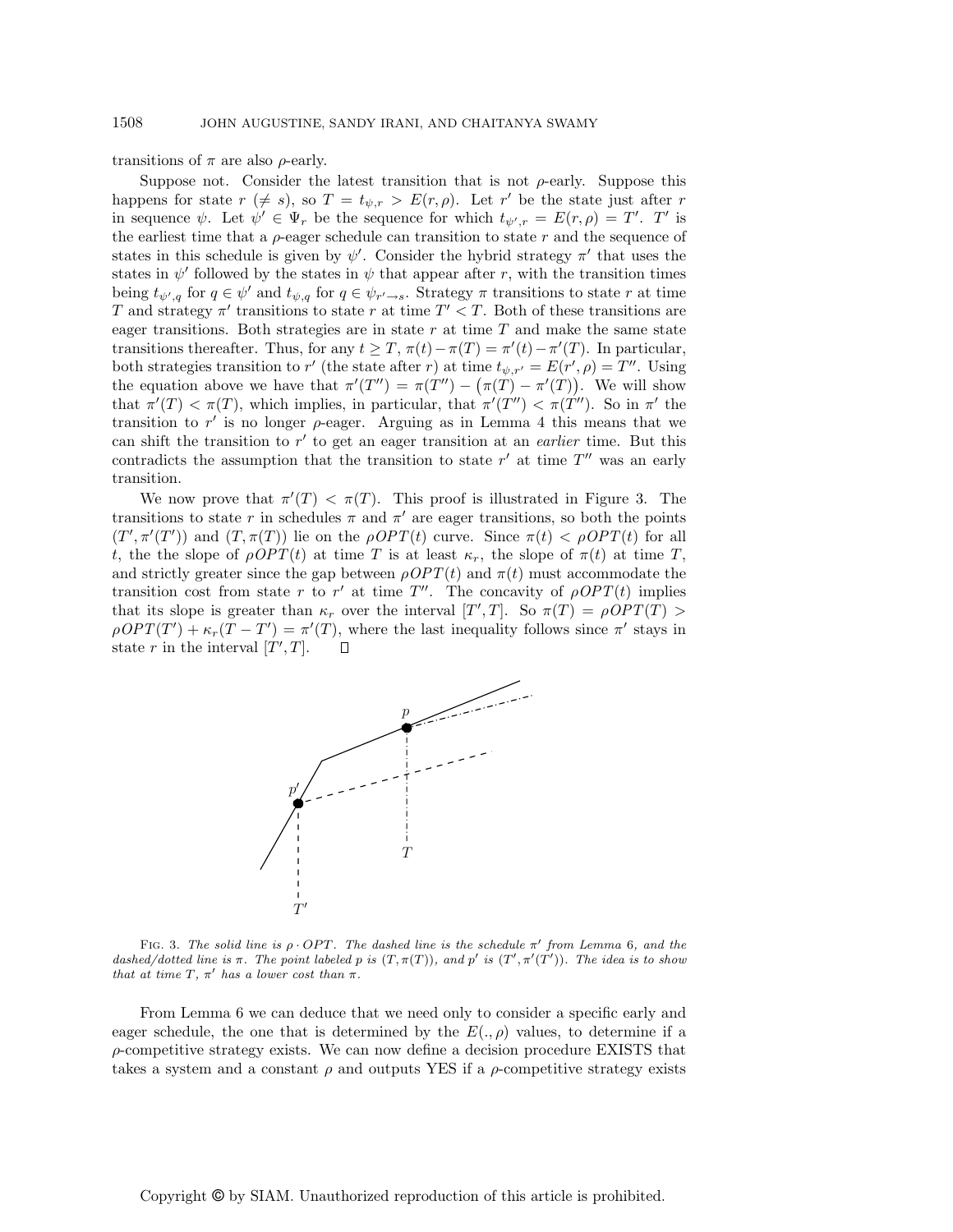transitions of $\pi$ are also $\rho$-early.

Suppose not. Consider the latest transition that is not $\rho$-early. Suppose this happens for state $r$ ($\neq s$), so $T = t_{\psi,r} > E(r,\rho)$. Let $r'$ be the state just after $r$ in sequence $\psi$. Let $\psi' \in \Psi_r$ be the sequence for which $t_{\psi',r} = E(r,\rho) = T'$. $T'$ is the earliest time that a $\rho$-eager schedule can transition to state $r$ and the sequence of states in this schedule is given by $\psi'$. Consider the hybrid strategy $\pi'$ that uses the states in $\psi'$ followed by the states in $\psi$ that appear after $r$, with the transition times being $t_{\psi',q}$ for $q \in \psi'$ and $t_{\psi,q}$ for $q \in \psi_{r' \to s}$. Strategy $\pi$ transitions to state $r$ at time $T$ and strategy $\pi'$ transitions to state $r$ at time $T' < T$. Both of these transitions are eager transitions. Both strategies are in state $r$ at time $T$ and make the same state transitions thereafter. Thus, for any $t \geq T$, $\pi(t) - \pi(T) = \pi'(t) - \pi'(T)$. In particular, both strategies transition to $r'$ (the state after $r$) at time $t_{\psi,r'} = E(r',\rho) = T''$. Using the equation above we have that $\pi'(T'') = \pi(T'') - \big(\pi(T) - \pi'(T)\big)$. We will show that $\pi'(T) < \pi(T)$, which implies, in particular, that $\pi'(T'') < \pi(T'')$. So in $\pi'$ the transition to $r'$ is no longer $\rho$-eager. Arguing as in Lemma 4 this means that we can shift the transition to $r'$ to get an eager transition at an *earlier* time. But this contradicts the assumption that the transition to state $r'$ at time $T''$ was an early transition.

We now prove that $\pi'(T) < \pi(T)$. This proof is illustrated in Figure 3. The transitions to state $r$ in schedules $\pi$ and $\pi'$ are eager transitions, so both the points $(T', \pi'(T'))$ and $(T, \pi(T))$ lie on the $\rho OPT(t)$ curve. Since $\pi(t) < \rho OPT(t)$ for all $t$, the the slope of $\rho OPT(t)$ at time $T$ is at least $\kappa_r$, the slope of $\pi(t)$ at time $T$, and strictly greater since the gap between $\rho OPT(t)$ and $\pi(t)$ must accommodate the transition cost from state $r$ to $r'$ at time $T''$. The concavity of $\rho OPT(t)$ implies that its slope is greater than $\kappa_r$ over the interval $[T', T]$. So $\pi(T) = \rho OPT(T) > \rho OPT(T') + \kappa_r(T - T') = \pi'(T)$, where the last inequality follows since $\pi'$ stays in state $r$ in the interval $[T', T]$. $\square$

p

p'

T

T'

FIG. 3. *The solid line is $\rho \cdot OPT$. The dashed line is the schedule $\pi'$ from Lemma 6, and the dashed/dotted line is $\pi$. The point labeled $p$ is $(T, \pi(T))$, and $p'$ is $(T', \pi'(T'))$. The idea is to show that at time $T$, $\pi'$ has a lower cost than $\pi$.*

From Lemma 6 we can deduce that we need only to consider a specific early and eager schedule, the one that is determined by the $E(., \rho)$ values, to determine if a $\rho$-competitive strategy exists. We can now define a decision procedure EXISTS that takes a system and a constant $\rho$ and outputs YES if a $\rho$-competitive strategy exists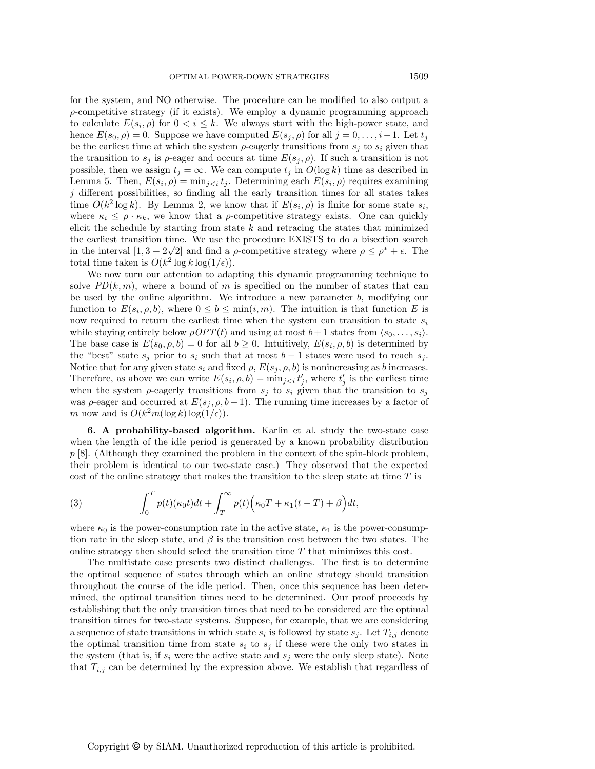for the system, and NO otherwise. The procedure can be modified to also output a $\rho$-competitive strategy (if it exists). We employ a dynamic programming approach to calculate $E(s_i, \rho)$ for $0 < i \leq k$. We always start with the high-power state, and hence $E(s_0, \rho) = 0$. Suppose we have computed $E(s_j, \rho)$ for all $j = 0, \ldots, i-1$. Let $t_j$ be the earliest time at which the system $\rho$-eagerly transitions from $s_j$ to $s_i$ given that the transition to $s_j$ is $\rho$-eager and occurs at time $E(s_j, \rho)$. If such a transition is not possible, then we assign $t_j = \infty$. We can compute $t_j$ in $O(\log k)$ time as described in Lemma 5. Then, $E(s_i, \rho) = \min_{j<i} t_j$. Determining each $E(s_i, \rho)$ requires examining $j$ different possibilities, so finding all the early transition times for all states takes time $O(k^2 \log k)$. By Lemma 2, we know that if $E(s_i, \rho)$ is finite for some state $s_i$, where $\kappa_i \leq \rho \cdot \kappa_k$, we know that a $\rho$-competitive strategy exists. One can quickly elicit the schedule by starting from state $k$ and retracing the states that minimized the earliest transition time. We use the procedure EXISTS to do a bisection search in the interval $[1, 3 + 2\sqrt{2}]$ and find a $\rho$-competitive strategy where $\rho \leq \rho^* + \epsilon$. The total time taken is $O(k^2 \log k \log(1/\epsilon))$.

We now turn our attention to adapting this dynamic programming technique to solve $PD(k, m)$, where a bound of $m$ is specified on the number of states that can be used by the online algorithm. We introduce a new parameter $b$, modifying our function to $E(s_i, \rho, b)$, where $0 \leq b \leq \min(i, m)$. The intuition is that function $E$ is now required to return the earliest time when the system can transition to state $s_i$ while staying entirely below $\rho OPT(t)$ and using at most $b+1$ states from $\langle s_0, \ldots, s_i \rangle$. The base case is $E(s_0, \rho, b) = 0$ for all $b \geq 0$. Intuitively, $E(s_i, \rho, b)$ is determined by the "best" state $s_j$ prior to $s_i$ such that at most $b-1$ states were used to reach $s_j$. Notice that for any given state $s_i$ and fixed $\rho$, $E(s_j, \rho, b)$ is nonincreasing as $b$ increases. Therefore, as above we can write $E(s_i, \rho, b) = \min_{j<i} t'_j$, where $t'_j$ is the earliest time when the system $\rho$-eagerly transitions from $s_j$ to $s_i$ given that the transition to $s_j$ was $\rho$-eager and occurred at $E(s_j, \rho, b-1)$. The running time increases by a factor of $m$ now and is $O(k^2 m (\log k) \log(1/\epsilon))$.

## 6. A probability-based algorithm.

Karlin et al. study the two-state case when the length of the idle period is generated by a known probability distribution $p$ [8]. (Although they examined the problem in the context of the spin-block problem, their problem is identical to our two-state case.) They observed that the expected cost of the online strategy that makes the transition to the sleep state at time $T$ is

$$\int_0^T p(t)(\kappa_0 t)dt + \int_T^\infty p(t)\Big(\kappa_0 T + \kappa_1(t - T) + \beta\Big)dt, \tag{3}$$

where $\kappa_0$ is the power-consumption rate in the active state, $\kappa_1$ is the power-consumption rate in the sleep state, and $\beta$ is the transition cost between the two states. The online strategy then should select the transition time $T$ that minimizes this cost.

The multistate case presents two distinct challenges. The first is to determine the optimal sequence of states through which an online strategy should transition throughout the course of the idle period. Then, once this sequence has been determined, the optimal transition times need to be determined. Our proof proceeds by establishing that the only transition times that need to be considered are the optimal transition times for two-state systems. Suppose, for example, that we are considering a sequence of state transitions in which state $s_i$ is followed by state $s_j$. Let $T_{i,j}$ denote the optimal transition time from state $s_i$ to $s_j$ if these were the only two states in the system (that is, if $s_i$ were the active state and $s_j$ were the only sleep state). Note that $T_{i,j}$ can be determined by the expression above. We establish that regardless of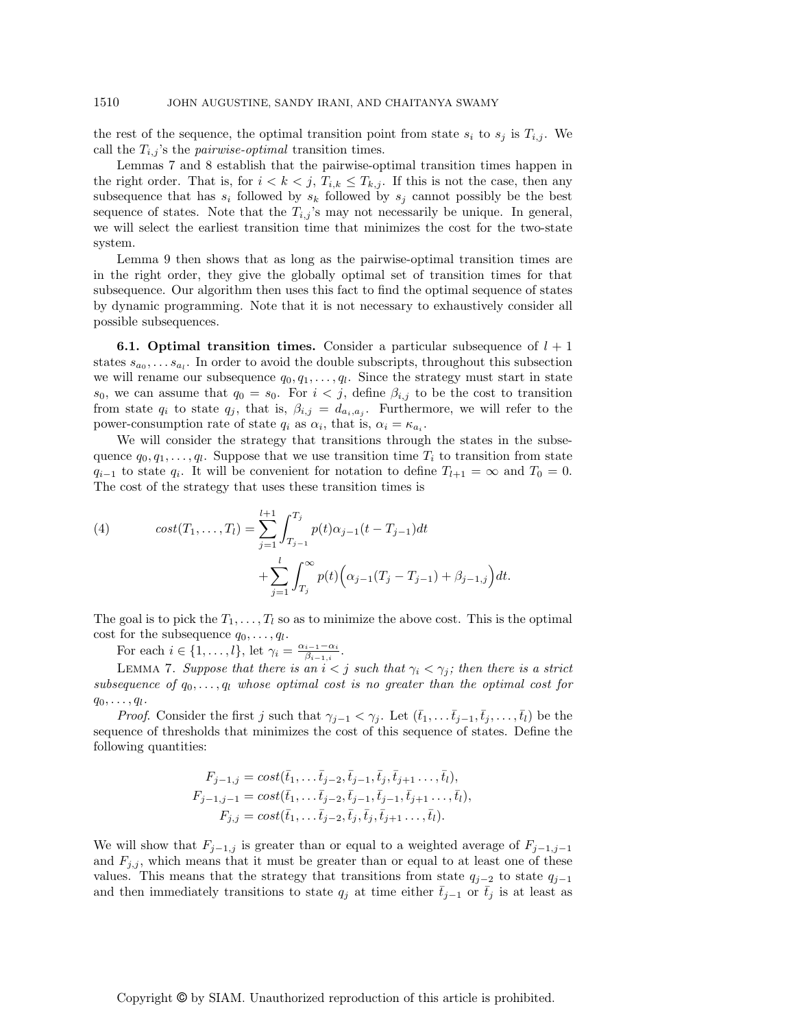the rest of the sequence, the optimal transition point from state $s_i$ to $s_j$ is $T_{i,j}$. We call the $T_{i,j}$'s the *pairwise-optimal* transition times.

Lemmas 7 and 8 establish that the pairwise-optimal transition times happen in the right order. That is, for $i < k < j$, $T_{i,k} \leq T_{k,j}$. If this is not the case, then any subsequence that has $s_i$ followed by $s_k$ followed by $s_j$ cannot possibly be the best sequence of states. Note that the $T_{i,j}$'s may not necessarily be unique. In general, we will select the earliest transition time that minimizes the cost for the two-state system.

Lemma 9 then shows that as long as the pairwise-optimal transition times are in the right order, they give the globally optimal set of transition times for that subsequence. Our algorithm then uses this fact to find the optimal sequence of states by dynamic programming. Note that it is not necessary to exhaustively consider all possible subsequences.

**6.1. Optimal transition times.** Consider a particular subsequence of $l+1$ states $s_{a_0}, \ldots s_{a_l}$. In order to avoid the double subscripts, throughout this subsection we will rename our subsequence $q_0, q_1, \ldots, q_l$. Since the strategy must start in state $s_0$, we can assume that $q_0 = s_0$. For $i < j$, define $\beta_{i,j}$ to be the cost to transition from state $q_i$ to state $q_j$, that is, $\beta_{i,j} = d_{a_i,a_j}$. Furthermore, we will refer to the power-consumption rate of state $q_i$ as $\alpha_i$, that is, $\alpha_i = \kappa_{a_i}$.

We will consider the strategy that transitions through the states in the subsequence $q_0, q_1, \ldots, q_l$. Suppose that we use transition time $T_i$ to transition from state $q_{i-1}$ to state $q_i$. It will be convenient for notation to define $T_{l+1} = \infty$ and $T_0 = 0$. The cost of the strategy that uses these transition times is

$$
\begin{aligned}
(4) \qquad cost(T_1, \ldots, T_l) = &\sum_{j=1}^{l+1} \int_{T_{j-1}}^{T_j} p(t)\alpha_{j-1}(t - T_{j-1})dt \\
&+ \sum_{j=1}^{l} \int_{T_j}^{\infty} p(t)\Big(\alpha_{j-1}(T_j - T_{j-1}) + \beta_{j-1,j}\Big)dt.
\end{aligned}
$$

The goal is to pick the $T_1, \ldots, T_l$ so as to minimize the above cost. This is the optimal cost for the subsequence $q_0, \ldots, q_l$.

For each $i \in \{1, \ldots, l\}$, let $\gamma_i = \frac{\alpha_{i-1} - \alpha_i}{\beta_{i-1,i}}$.

LEMMA 7. *Suppose that there is an $i < j$ such that $\gamma_i < \gamma_j$; then there is a strict subsequence of $q_0, \ldots, q_l$ whose optimal cost is no greater than the optimal cost for $q_0, \ldots, q_l$.*

*Proof.* Consider the first $j$ such that $\gamma_{j-1} < \gamma_j$. Let $(\bar{t}_1, \ldots \bar{t}_{j-1}, \bar{t}_j, \ldots, \bar{t}_l)$ be the sequence of thresholds that minimizes the cost of this sequence of states. Define the following quantities:

$$
\begin{aligned}
F_{j-1,j} &= cost(\bar{t}_1, \ldots \bar{t}_{j-2}, \bar{t}_{j-1}, \bar{t}_j, \bar{t}_{j+1} \ldots, \bar{t}_l), \\
F_{j-1,j-1} &= cost(\bar{t}_1, \ldots \bar{t}_{j-2}, \bar{t}_{j-1}, \bar{t}_{j-1}, \bar{t}_{j+1} \ldots, \bar{t}_l), \\
F_{j,j} &= cost(\bar{t}_1, \ldots \bar{t}_{j-2}, \bar{t}_j, \bar{t}_j, \bar{t}_{j+1} \ldots, \bar{t}_l).
\end{aligned}
$$

We will show that $F_{j-1,j}$ is greater than or equal to a weighted average of $F_{j-1,j-1}$ and $F_{j,j}$, which means that it must be greater than or equal to at least one of these values. This means that the strategy that transitions from state $q_{j-2}$ to state $q_{j-1}$ and then immediately transitions to state $q_j$ at time either $\bar{t}_{j-1}$ or $\bar{t}_j$ is at least as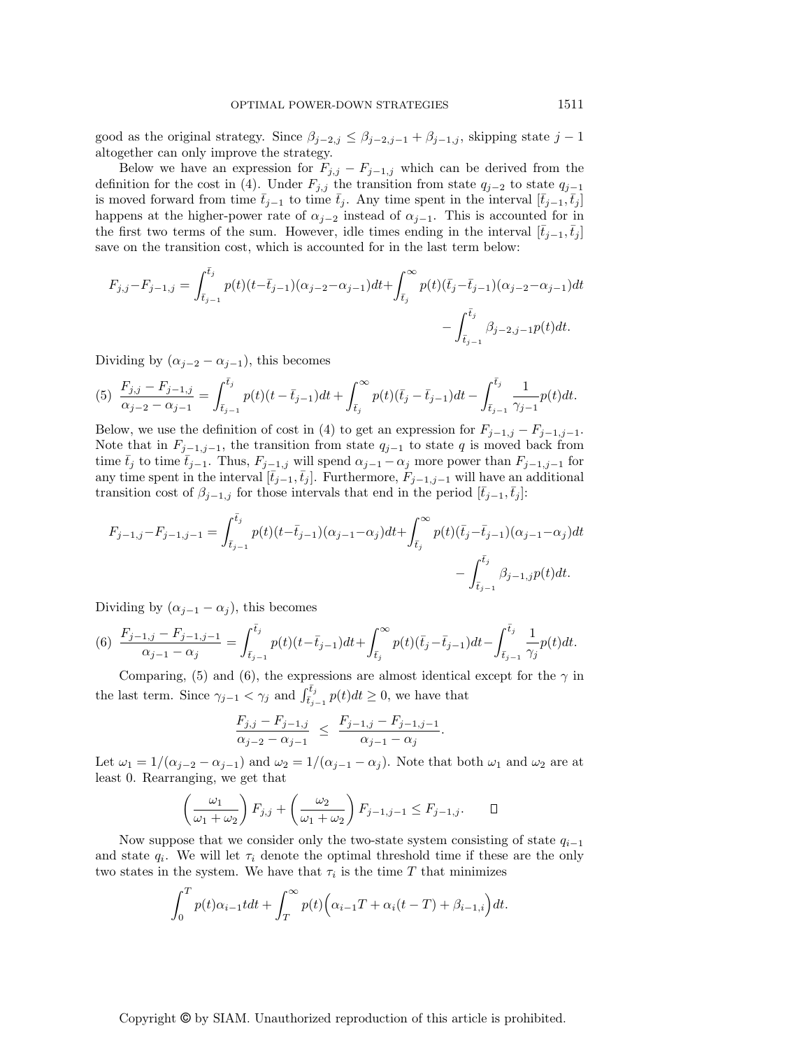good as the original strategy. Since $\beta_{j-2,j} \leq \beta_{j-2,j-1} + \beta_{j-1,j}$, skipping state $j-1$ altogether can only improve the strategy.

Below we have an expression for $F_{j,j} - F_{j-1,j}$ which can be derived from the definition for the cost in (4). Under $F_{j,j}$ the transition from state $q_{j-2}$ to state $q_{j-1}$ is moved forward from time $\bar{t}_{j-1}$ to time $\bar{t}_j$. Any time spent in the interval $[\bar{t}_{j-1}, \bar{t}_j]$ happens at the higher-power rate of $\alpha_{j-2}$ instead of $\alpha_{j-1}$. This is accounted for in the first two terms of the sum. However, idle times ending in the interval $[\bar{t}_{j-1}, \bar{t}_j]$ save on the transition cost, which is accounted for in the last term below:

$$F_{j,j} - F_{j-1,j} = \int_{\bar{t}_{j-1}}^{\bar{t}_j} p(t)(t - \bar{t}_{j-1})(\alpha_{j-2} - \alpha_{j-1})dt + \int_{\bar{t}_j}^{\infty} p(t)(\bar{t}_j - \bar{t}_{j-1})(\alpha_{j-2} - \alpha_{j-1})dt - \int_{\bar{t}_{j-1}}^{\bar{t}_j} \beta_{j-2,j-1} p(t)dt.$$

Dividing by $(\alpha_{j-2} - \alpha_{j-1})$, this becomes

$$\frac{F_{j,j} - F_{j-1,j}}{\alpha_{j-2} - \alpha_{j-1}} = \int_{\bar{t}_{j-1}}^{\bar{t}_j} p(t)(t - \bar{t}_{j-1})dt + \int_{\bar{t}_j}^{\infty} p(t)(\bar{t}_j - \bar{t}_{j-1})dt - \int_{\bar{t}_{j-1}}^{\bar{t}_j} \frac{1}{\gamma_{j-1}} p(t)dt. \tag{5}$$

Below, we use the definition of cost in (4) to get an expression for $F_{j-1,j} - F_{j-1,j-1}$. Note that in $F_{j-1,j-1}$, the transition from state $q_{j-1}$ to state $q$ is moved back from time $\bar{t}_j$ to time $\bar{t}_{j-1}$. Thus, $F_{j-1,j}$ will spend $\alpha_{j-1} - \alpha_j$ more power than $F_{j-1,j-1}$ for any time spent in the interval $[\bar{t}_{j-1}, \bar{t}_j]$. Furthermore, $F_{j-1,j-1}$ will have an additional transition cost of $\beta_{j-1,j}$ for those intervals that end in the period $[\bar{t}_{j-1}, \bar{t}_j]$:

$$F_{j-1,j} - F_{j-1,j-1} = \int_{\bar{t}_{j-1}}^{\bar{t}_j} p(t)(t - \bar{t}_{j-1})(\alpha_{j-1} - \alpha_j)dt + \int_{\bar{t}_j}^{\infty} p(t)(\bar{t}_j - \bar{t}_{j-1})(\alpha_{j-1} - \alpha_j)dt - \int_{\bar{t}_{j-1}}^{\bar{t}_j} \beta_{j-1,j} p(t)dt.$$

Dividing by $(\alpha_{j-1} - \alpha_j)$, this becomes

$$\frac{F_{j-1,j} - F_{j-1,j-1}}{\alpha_{j-1} - \alpha_j} = \int_{\bar{t}_{j-1}}^{\bar{t}_j} p(t)(t - \bar{t}_{j-1})dt + \int_{\bar{t}_j}^{\infty} p(t)(\bar{t}_j - \bar{t}_{j-1})dt - \int_{\bar{t}_{j-1}}^{\bar{t}_j} \frac{1}{\gamma_j} p(t)dt. \tag{6}$$

Comparing, (5) and (6), the expressions are almost identical except for the $\gamma$ in the last term. Since $\gamma_{j-1} < \gamma_j$ and $\int_{\bar{t}_{j-1}}^{\bar{t}_j} p(t)dt \geq 0$, we have that

$$\frac{F_{j,j} - F_{j-1,j}}{\alpha_{j-2} - \alpha_{j-1}} \leq \frac{F_{j-1,j} - F_{j-1,j-1}}{\alpha_{j-1} - \alpha_j}.$$

Let $\omega_1 = 1/(\alpha_{j-2} - \alpha_{j-1})$ and $\omega_2 = 1/(\alpha_{j-1} - \alpha_j)$. Note that both $\omega_1$ and $\omega_2$ are at least 0. Rearranging, we get that

$$\left(\frac{\omega_1}{\omega_1 + \omega_2}\right) F_{j,j} + \left(\frac{\omega_2}{\omega_1 + \omega_2}\right) F_{j-1,j-1} \leq F_{j-1,j}. \qquad \square$$

Now suppose that we consider only the two-state system consisting of state $q_{i-1}$ and state $q_i$. We will let $\tau_i$ denote the optimal threshold time if these are the only two states in the system. We have that $\tau_i$ is the time $T$ that minimizes

$$\int_0^T p(t)\alpha_{i-1} t dt + \int_T^{\infty} p(t)\Big(\alpha_{i-1}T + \alpha_i(t - T) + \beta_{i-1,i}\Big)dt.$$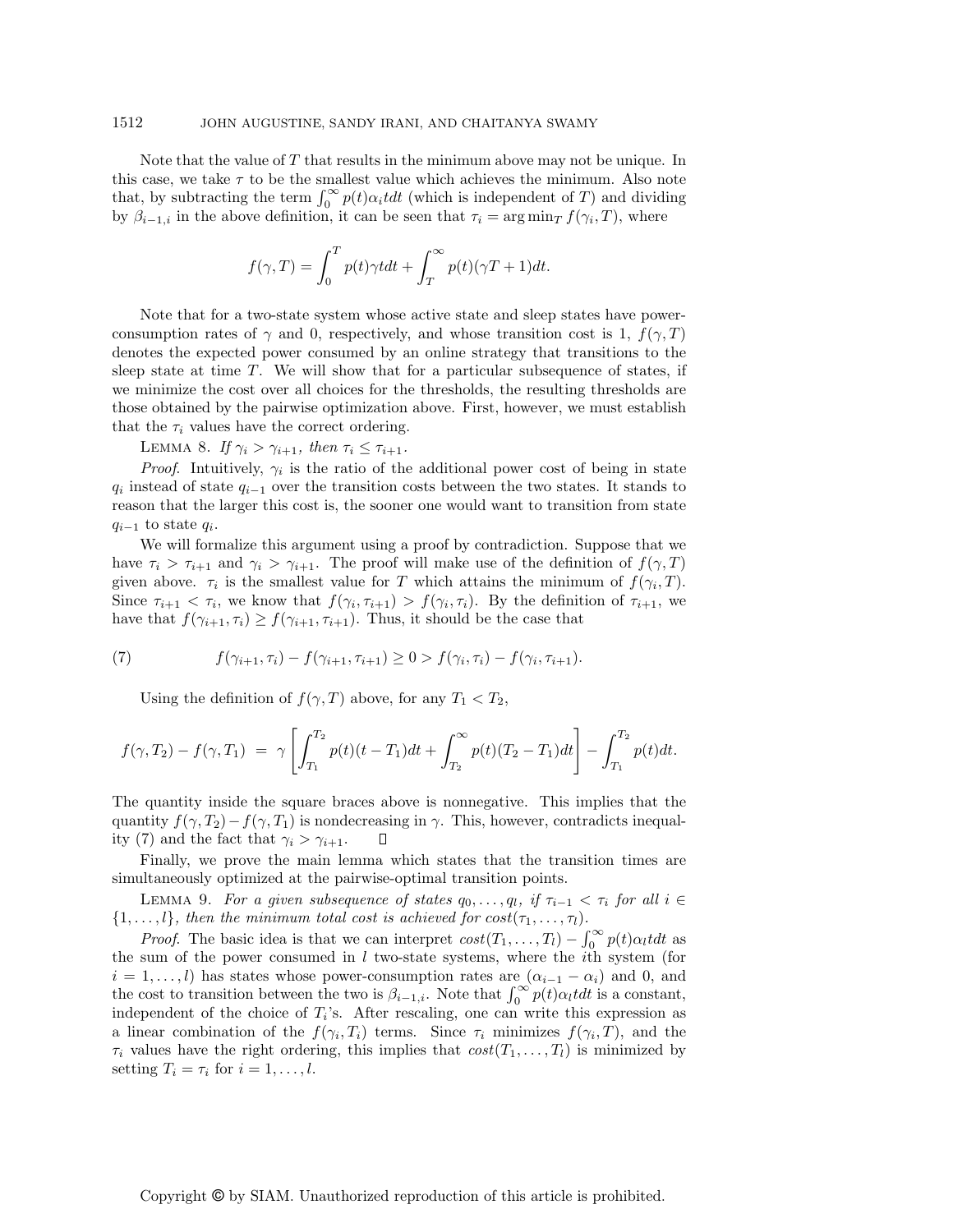Note that the value of $T$ that results in the minimum above may not be unique. In this case, we take $\tau$ to be the smallest value which achieves the minimum. Also note that, by subtracting the term $\int_0^\infty p(t)\alpha_i t dt$ (which is independent of $T$) and dividing by $\beta_{i-1,i}$ in the above definition, it can be seen that $\tau_i = \arg\min_T f(\gamma_i, T)$, where

$$f(\gamma, T) = \int_0^T p(t)\gamma t dt + \int_T^\infty p(t)(\gamma T + 1)dt.$$

Note that for a two-state system whose active state and sleep states have power-consumption rates of $\gamma$ and 0, respectively, and whose transition cost is 1, $f(\gamma, T)$ denotes the expected power consumed by an online strategy that transitions to the sleep state at time $T$. We will show that for a particular subsequence of states, if we minimize the cost over all choices for the thresholds, the resulting thresholds are those obtained by the pairwise optimization above. First, however, we must establish that the $\tau_i$ values have the correct ordering.

LEMMA 8. *If $\gamma_i > \gamma_{i+1}$, then $\tau_i \leq \tau_{i+1}$.*

*Proof.* Intuitively, $\gamma_i$ is the ratio of the additional power cost of being in state $q_i$ instead of state $q_{i-1}$ over the transition costs between the two states. It stands to reason that the larger this cost is, the sooner one would want to transition from state $q_{i-1}$ to state $q_i$.

We will formalize this argument using a proof by contradiction. Suppose that we have $\tau_i > \tau_{i+1}$ and $\gamma_i > \gamma_{i+1}$. The proof will make use of the definition of $f(\gamma, T)$ given above. $\tau_i$ is the smallest value for $T$ which attains the minimum of $f(\gamma_i, T)$. Since $\tau_{i+1} < \tau_i$, we know that $f(\gamma_i, \tau_{i+1}) > f(\gamma_i, \tau_i)$. By the definition of $\tau_{i+1}$, we have that $f(\gamma_{i+1}, \tau_i) \geq f(\gamma_{i+1}, \tau_{i+1})$. Thus, it should be the case that

$$f(\gamma_{i+1}, \tau_i) - f(\gamma_{i+1}, \tau_{i+1}) \geq 0 > f(\gamma_i, \tau_i) - f(\gamma_i, \tau_{i+1}). \tag{7}$$

Using the definition of $f(\gamma, T)$ above, for any $T_1 < T_2$,

$$f(\gamma, T_2) - f(\gamma, T_1) = \gamma \left[ \int_{T_1}^{T_2} p(t)(t - T_1)dt + \int_{T_2}^\infty p(t)(T_2 - T_1)dt \right] - \int_{T_1}^{T_2} p(t)dt.$$

The quantity inside the square braces above is nonnegative. This implies that the quantity $f(\gamma, T_2) - f(\gamma, T_1)$ is nondecreasing in $\gamma$. This, however, contradicts inequality (7) and the fact that $\gamma_i > \gamma_{i+1}$. $\square$

Finally, we prove the main lemma which states that the transition times are simultaneously optimized at the pairwise-optimal transition points.

LEMMA 9. *For a given subsequence of states $q_0, \ldots, q_l$, if $\tau_{i-1} < \tau_i$ for all $i \in \{1, \ldots, l\}$, then the minimum total cost is achieved for $cost(\tau_1, \ldots, \tau_l)$.*

*Proof.* The basic idea is that we can interpret $cost(T_1, \ldots, T_l) - \int_0^\infty p(t)\alpha_l t dt$ as the sum of the power consumed in $l$ two-state systems, where the $i$th system (for $i = 1, \ldots, l$) has states whose power-consumption rates are $(\alpha_{i-1} - \alpha_i)$ and 0, and the cost to transition between the two is $\beta_{i-1,i}$. Note that $\int_0^\infty p(t)\alpha_l t dt$ is a constant, independent of the choice of $T_i$'s. After rescaling, one can write this expression as a linear combination of the $f(\gamma_i, T_i)$ terms. Since $\tau_i$ minimizes $f(\gamma_i, T)$, and the $\tau_i$ values have the right ordering, this implies that $cost(T_1, \ldots, T_l)$ is minimized by setting $T_i = \tau_i$ for $i = 1, \ldots, l$.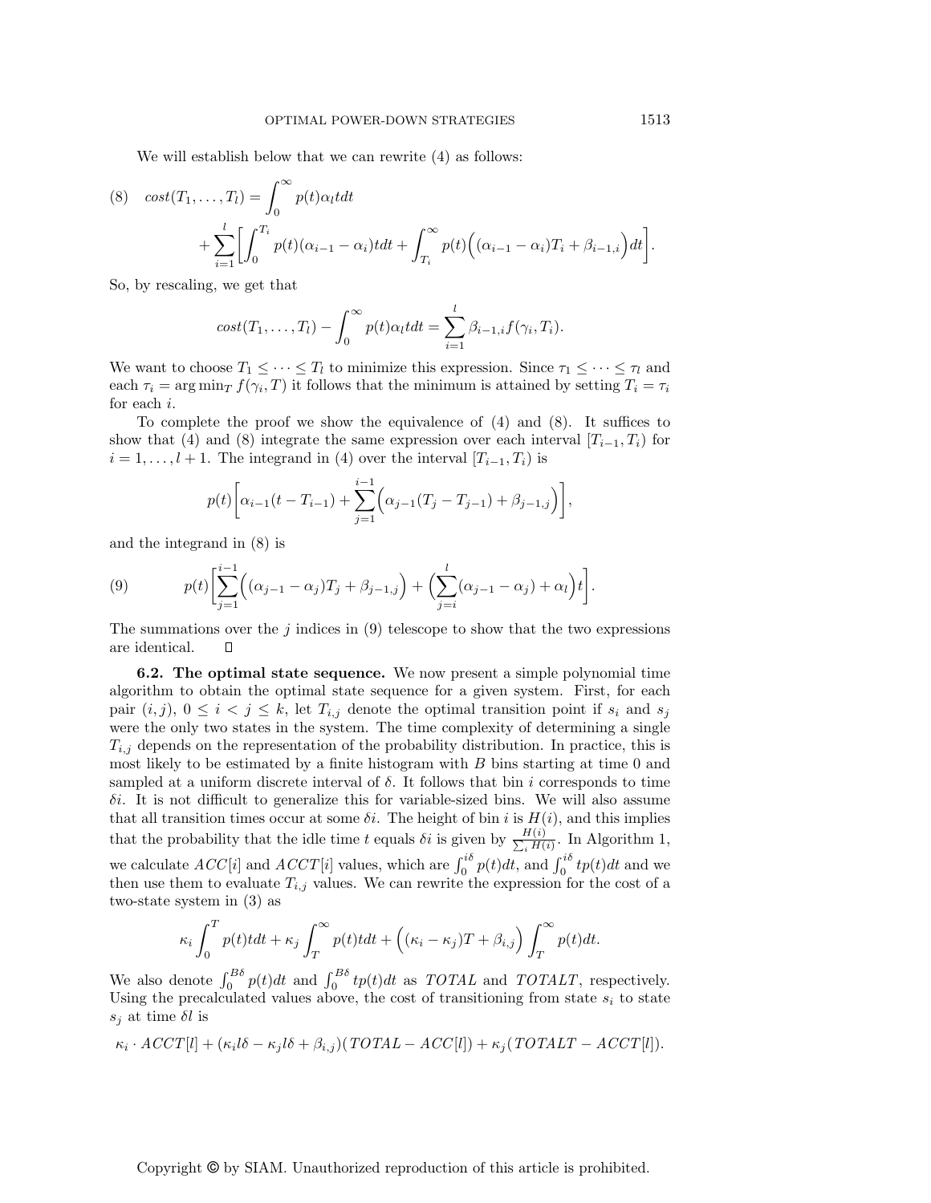We will establish below that we can rewrite (4) as follows:

$$(8)\quad cost(T_1, \dots, T_l) = \int_0^\infty p(t)\alpha_l t dt + \sum_{i=1}^{l} \left[ \int_0^{T_i} p(t)(\alpha_{i-1} - \alpha_i) t dt + \int_{T_i}^\infty p(t) \Big( (\alpha_{i-1} - \alpha_i) T_i + \beta_{i-1,i} \Big) dt \right].$$

So, by rescaling, we get that

$$cost(T_1, \dots, T_l) - \int_0^\infty p(t)\alpha_l t dt = \sum_{i=1}^{l} \beta_{i-1,i} f(\gamma_i, T_i).$$

We want to choose $T_1 \le \cdots \le T_l$ to minimize this expression. Since $\tau_1 \le \cdots \le \tau_l$ and each $\tau_i = \arg\min_T f(\gamma_i, T)$ it follows that the minimum is attained by setting $T_i = \tau_i$ for each $i$.

To complete the proof we show the equivalence of (4) and (8). It suffices to show that (4) and (8) integrate the same expression over each interval $[T_{i-1}, T_i)$ for $i = 1, \dots, l+1$. The integrand in (4) over the interval $[T_{i-1}, T_i)$ is

$$p(t) \left[ \alpha_{i-1}(t - T_{i-1}) + \sum_{j=1}^{i-1} \Big( \alpha_{j-1}(T_j - T_{j-1}) + \beta_{j-1,j} \Big) \right],$$

and the integrand in (8) is

$$(9)\qquad p(t) \left[ \sum_{j=1}^{i-1} \Big( (\alpha_{j-1} - \alpha_j) T_j + \beta_{j-1,j} \Big) + \Big( \sum_{j=i}^{l} (\alpha_{j-1} - \alpha_j) + \alpha_l \Big) t \right].$$

The summations over the $j$ indices in (9) telescope to show that the two expressions are identical. ∎

**6.2. The optimal state sequence.** We now present a simple polynomial time algorithm to obtain the optimal state sequence for a given system. First, for each pair $(i, j)$, $0 \le i < j \le k$, let $T_{i,j}$ denote the optimal transition point if $s_i$ and $s_j$ were the only two states in the system. The time complexity of determining a single $T_{i,j}$ depends on the representation of the probability distribution. In practice, this is most likely to be estimated by a finite histogram with $B$ bins starting at time 0 and sampled at a uniform discrete interval of $\delta$. It follows that bin $i$ corresponds to time $\delta i$. It is not difficult to generalize this for variable-sized bins. We will also assume that all transition times occur at some $\delta i$. The height of bin $i$ is $H(i)$, and this implies that the probability that the idle time $t$ equals $\delta i$ is given by $\frac{H(i)}{\sum_i H(i)}$. In Algorithm 1, we calculate $ACC[i]$ and $ACCT[i]$ values, which are $\int_0^{i\delta} p(t)dt$, and $\int_0^{i\delta} tp(t)dt$ and we then use them to evaluate $T_{i,j}$ values. We can rewrite the expression for the cost of a two-state system in (3) as

$$\kappa_i \int_0^T p(t) t dt + \kappa_j \int_T^\infty p(t) t dt + \Big( (\kappa_i - \kappa_j) T + \beta_{i,j} \Big) \int_T^\infty p(t) dt.$$

We also denote $\int_0^{B\delta} p(t)dt$ and $\int_0^{B\delta} tp(t)dt$ as $TOTAL$ and $TOTALT$, respectively. Using the precalculated values above, the cost of transitioning from state $s_i$ to state $s_j$ at time $\delta l$ is

$$\kappa_i \cdot ACCT[l] + (\kappa_i l\delta - \kappa_j l\delta + \beta_{i,j})(TOTAL - ACC[l]) + \kappa_j (TOTALT - ACCT[l]).$$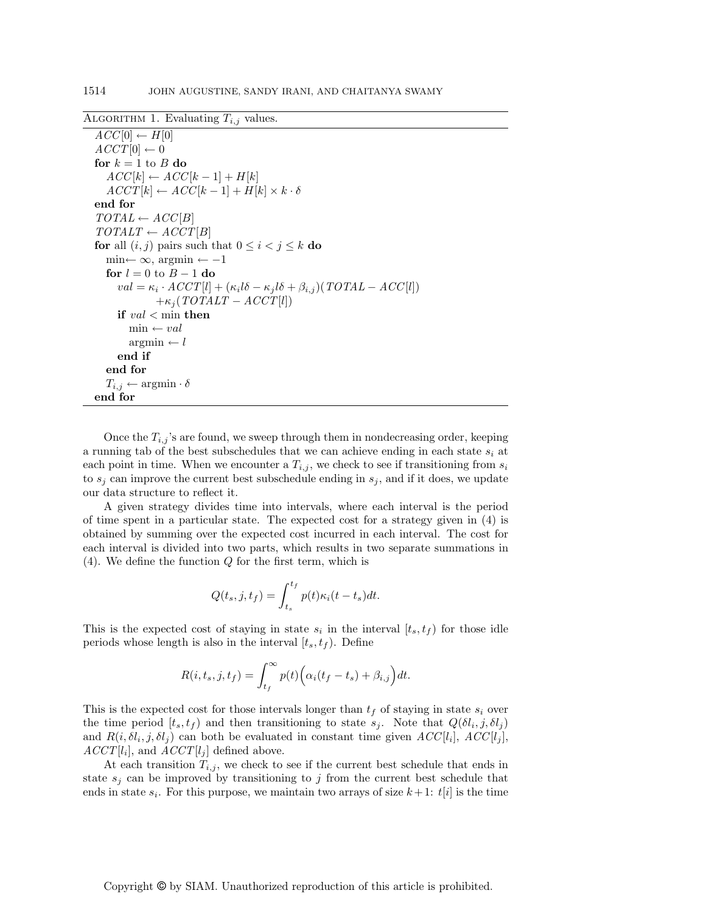Algorithm 1. Evaluating $T_{i,j}$ values.

```
ACC[0] ← H[0]
ACCT[0] ← 0
for k = 1 to B do
   ACC[k] ← ACC[k − 1] + H[k]
   ACCT[k] ← ACC[k − 1] + H[k] × k · δ
end for
TOTAL ← ACC[B]
TOTALT ← ACCT[B]
for all (i, j) pairs such that 0 ≤ i < j ≤ k do
   min← ∞, argmin ← −1
   for l = 0 to B − 1 do
      val = κ_i · ACCT[l] + (κ_i lδ − κ_j lδ + β_{i,j})(TOTAL − ACC[l])
              +κ_j(TOTALT − ACCT[l])
      if val < min then
         min ← val
         argmin ← l
      end if
   end for
   T_{i,j} ← argmin · δ
end for
```

Once the $T_{i,j}$'s are found, we sweep through them in nondecreasing order, keeping a running tab of the best subschedules that we can achieve ending in each state $s_i$ at each point in time. When we encounter a $T_{i,j}$, we check to see if transitioning from $s_i$ to $s_j$ can improve the current best subschedule ending in $s_j$, and if it does, we update our data structure to reflect it.

A given strategy divides time into intervals, where each interval is the period of time spent in a particular state. The expected cost for a strategy given in (4) is obtained by summing over the expected cost incurred in each interval. The cost for each interval is divided into two parts, which results in two separate summations in (4). We define the function $Q$ for the first term, which is

$$Q(t_s, j, t_f) = \int_{t_s}^{t_f} p(t)\kappa_i(t - t_s)dt.$$

This is the expected cost of staying in state $s_i$ in the interval $[t_s, t_f)$ for those idle periods whose length is also in the interval $[t_s, t_f)$. Define

$$R(i, t_s, j, t_f) = \int_{t_f}^{\infty} p(t)\Big(\alpha_i(t_f - t_s) + \beta_{i,j}\Big)dt.$$

This is the expected cost for those intervals longer than $t_f$ of staying in state $s_i$ over the time period $[t_s, t_f)$ and then transitioning to state $s_j$. Note that $Q(\delta l_i, j, \delta l_j)$ and $R(i, \delta l_i, j, \delta l_j)$ can both be evaluated in constant time given $ACC[l_i]$, $ACC[l_j]$, $ACCT[l_i]$, and $ACCT[l_j]$ defined above.

At each transition $T_{i,j}$, we check to see if the current best schedule that ends in state $s_j$ can be improved by transitioning to $j$ from the current best schedule that ends in state $s_i$. For this purpose, we maintain two arrays of size $k+1$: $t[i]$ is the time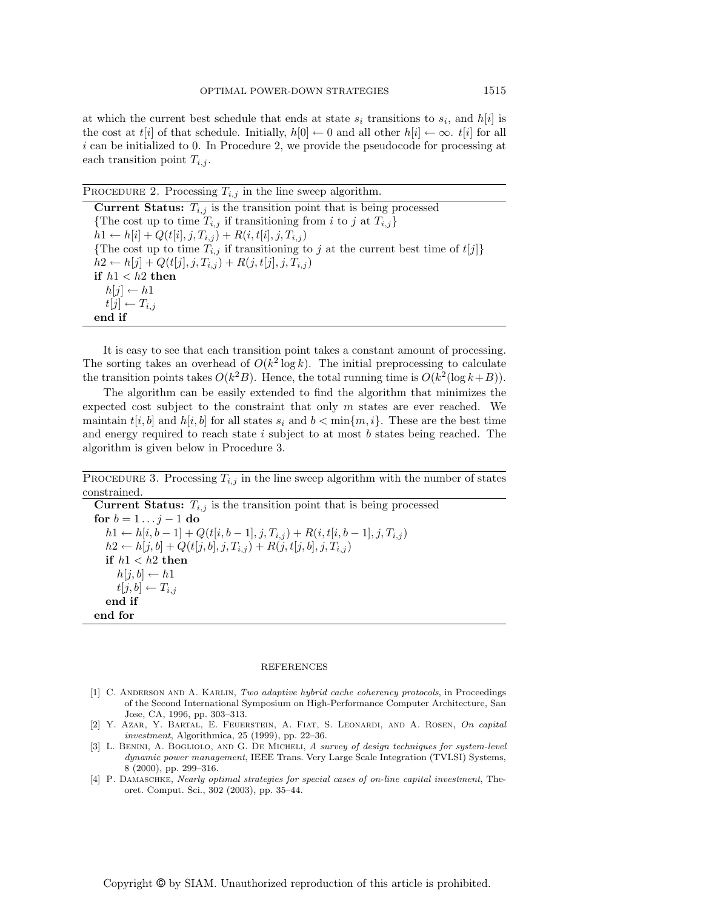at which the current best schedule that ends at state $s_i$ transitions to $s_i$, and $h[i]$ is the cost at $t[i]$ of that schedule. Initially, $h[0] \leftarrow 0$ and all other $h[i] \leftarrow \infty$. $t[i]$ for all $i$ can be initialized to 0. In Procedure 2, we provide the pseudocode for processing at each transition point $T_{i,j}$.

Procedure 2. Processing $T_{i,j}$ in the line sweep algorithm.

**Current Status:** $T_{i,j}$ is the transition point that is being processed
{The cost up to time $T_{i,j}$ if transitioning from $i$ to $j$ at $T_{i,j}$}
$h1 \leftarrow h[i] + Q(t[i], j, T_{i,j}) + R(i, t[i], j, T_{i,j})$
{The cost up to time $T_{i,j}$ if transitioning to $j$ at the current best time of $t[j]$}
$h2 \leftarrow h[j] + Q(t[j], j, T_{i,j}) + R(j, t[j], j, T_{i,j})$
**if** $h1 < h2$ **then**
  $h[j] \leftarrow h1$
  $t[j] \leftarrow T_{i,j}$
**end if**

It is easy to see that each transition point takes a constant amount of processing. The sorting takes an overhead of $O(k^2 \log k)$. The initial preprocessing to calculate the transition points takes $O(k^2 B)$. Hence, the total running time is $O(k^2(\log k + B))$.

The algorithm can be easily extended to find the algorithm that minimizes the expected cost subject to the constraint that only $m$ states are ever reached. We maintain $t[i, b]$ and $h[i, b]$ for all states $s_i$ and $b < \min\{m, i\}$. These are the best time and energy required to reach state $i$ subject to at most $b$ states being reached. The algorithm is given below in Procedure 3.

Procedure 3. Processing $T_{i,j}$ in the line sweep algorithm with the number of states constrained.

**Current Status:** $T_{i,j}$ is the transition point that is being processed
**for** $b = 1 \ldots j-1$ **do**
  $h1 \leftarrow h[i, b-1] + Q(t[i, b-1], j, T_{i,j}) + R(i, t[i, b-1], j, T_{i,j})$
  $h2 \leftarrow h[j, b] + Q(t[j, b], j, T_{i,j}) + R(j, t[j, b], j, T_{i,j})$
  **if** $h1 < h2$ **then**
    $h[j, b] \leftarrow h1$
    $t[j, b] \leftarrow T_{i,j}$
  **end if**
**end for**

## REFERENCES

[1] C. Anderson and A. Karlin, *Two adaptive hybrid cache coherency protocols*, in Proceedings of the Second International Symposium on High-Performance Computer Architecture, San Jose, CA, 1996, pp. 303–313.

[2] Y. Azar, Y. Bartal, E. Feuerstein, A. Fiat, S. Leonardi, and A. Rosen, *On capital investment*, Algorithmica, 25 (1999), pp. 22–36.

[3] L. Benini, A. Bogliolo, and G. De Micheli, *A survey of design techniques for system-level dynamic power management*, IEEE Trans. Very Large Scale Integration (TVLSI) Systems, 8 (2000), pp. 299–316.

[4] P. Damaschke, *Nearly optimal strategies for special cases of on-line capital investment*, Theoret. Comput. Sci., 302 (2003), pp. 35–44.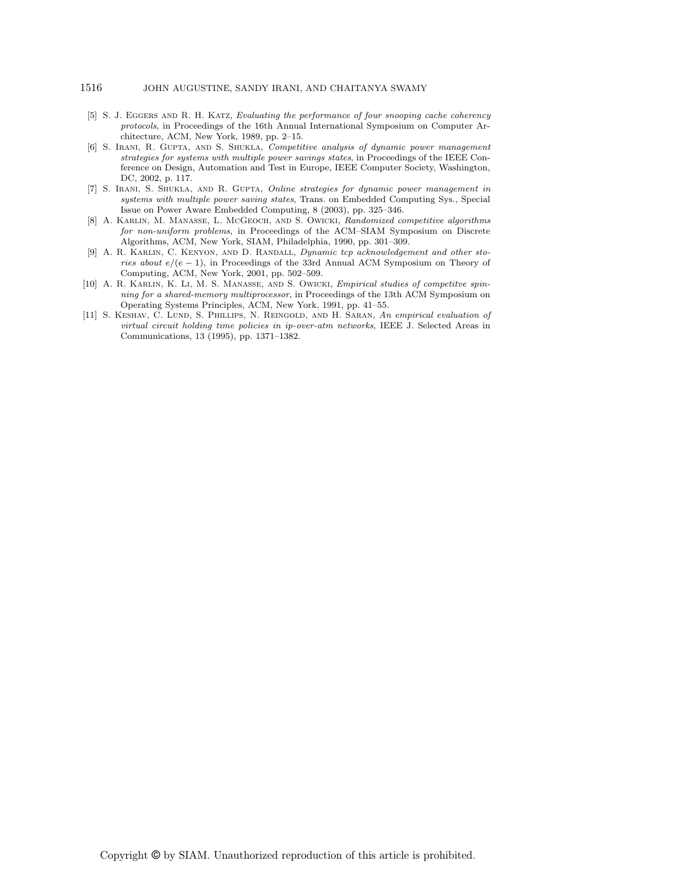[5] S. J. Eggers and R. H. Katz, *Evaluating the performance of four snooping cache coherency protocols*, in Proceedings of the 16th Annual International Symposium on Computer Architecture, ACM, New York, 1989, pp. 2–15.

[6] S. Irani, R. Gupta, and S. Shukla, *Competitive analysis of dynamic power management strategies for systems with multiple power savings states*, in Proceedings of the IEEE Conference on Design, Automation and Test in Europe, IEEE Computer Society, Washington, DC, 2002, p. 117.

[7] S. Irani, S. Shukla, and R. Gupta, *Online strategies for dynamic power management in systems with multiple power saving states*, Trans. on Embedded Computing Sys., Special Issue on Power Aware Embedded Computing, 8 (2003), pp. 325–346.

[8] A. Karlin, M. Manasse, L. McGeoch, and S. Owicki, *Randomized competitive algorithms for non-uniform problems*, in Proceedings of the ACM–SIAM Symposium on Discrete Algorithms, ACM, New York, SIAM, Philadelphia, 1990, pp. 301–309.

[9] A. R. Karlin, C. Kenyon, and D. Randall, *Dynamic tcp acknowledgement and other stories about* $e/(e-1)$, in Proceedings of the 33rd Annual ACM Symposium on Theory of Computing, ACM, New York, 2001, pp. 502–509.

[10] A. R. Karlin, K. Li, M. S. Manasse, and S. Owicki, *Empirical studies of competitve spinning for a shared-memory multiprocessor*, in Proceedings of the 13th ACM Symposium on Operating Systems Principles, ACM, New York, 1991, pp. 41–55.

[11] S. Keshav, C. Lund, S. Phillips, N. Reingold, and H. Saran, *An empirical evaluation of virtual circuit holding time policies in ip-over-atm networks*, IEEE J. Selected Areas in Communications, 13 (1995), pp. 1371–1382.

Copyright © by SIAM. Unauthorized reproduction of this article is prohibited.